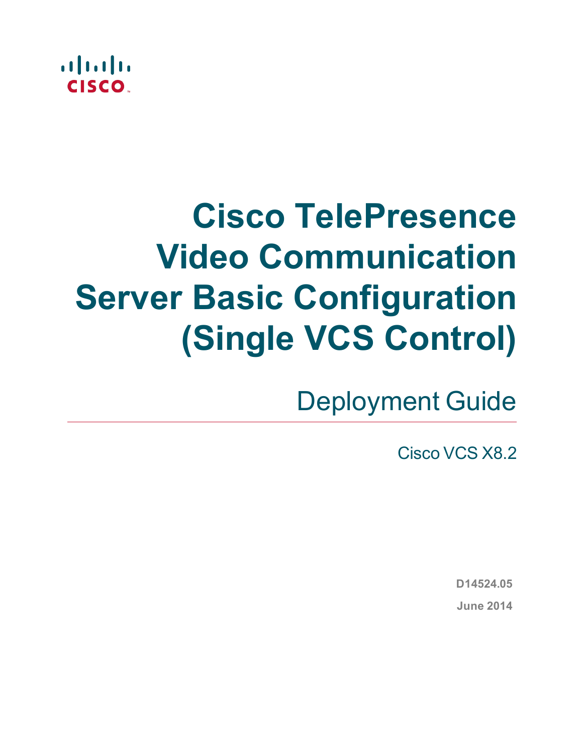# Cisco TelePresence Video Communication Server Basic Configuration (Single VCS Control)

## Deployment Guide

Cisco VCS X8.2

**D14524.05**

**June 2014**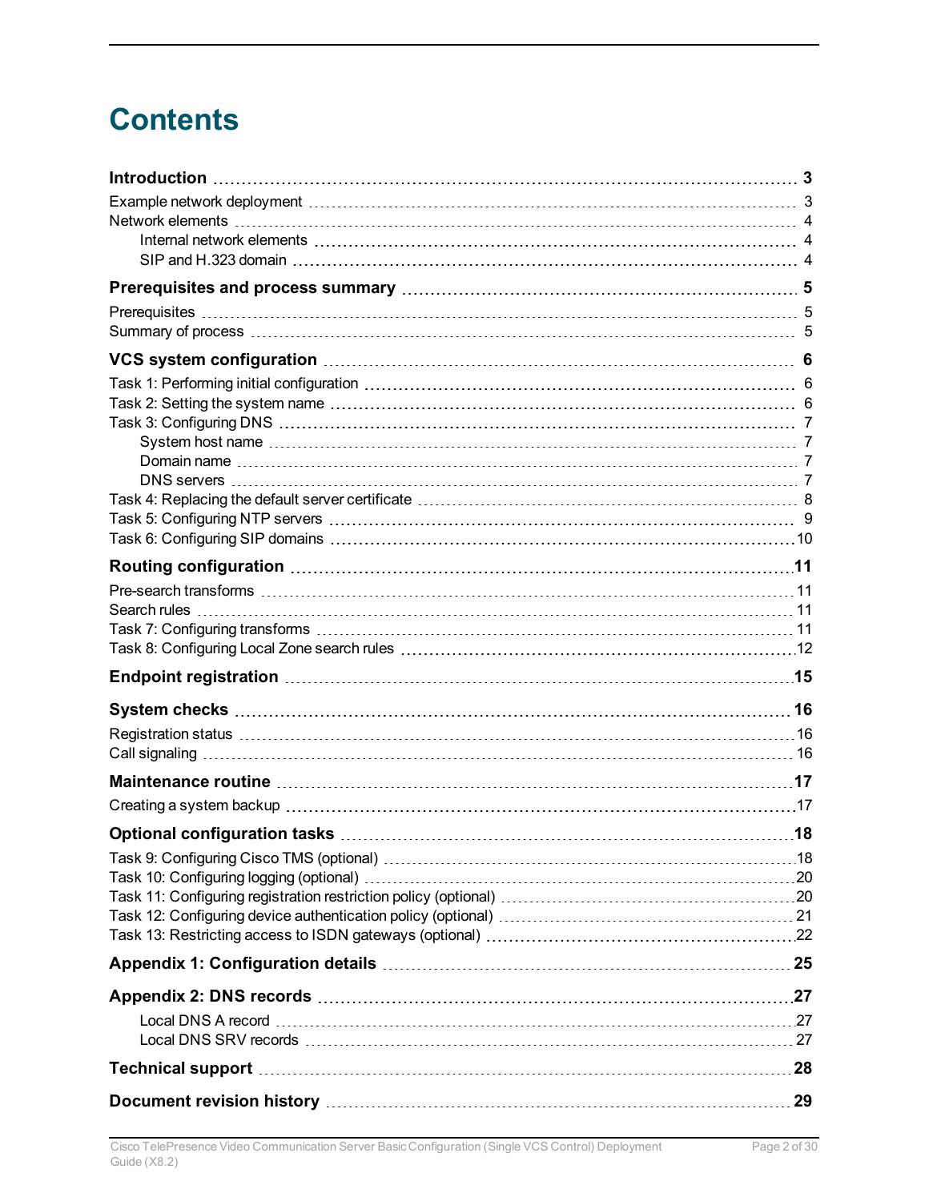# Contents

**Introduction** 3

- Example network deployment 3
- Network elements 4
  - Internal network elements 4
  - SIP and H.323 domain 4

**Prerequisites and process summary** 5

- Prerequisites 5
- Summary of process 5

**VCS system configuration** 6

- Task 1: Performing initial configuration 6
- Task 2: Setting the system name 6
- Task 3: Configuring DNS 7
  - System host name 7
  - Domain name 7
  - DNS servers 7
- Task 4: Replacing the default server certificate 8
- Task 5: Configuring NTP servers 9
- Task 6: Configuring SIP domains 10

**Routing configuration** 11

- Pre-search transforms 11
- Search rules 11
- Task 7: Configuring transforms 11
- Task 8: Configuring Local Zone search rules 12

**Endpoint registration** 15

**System checks** 16

- Registration status 16
- Call signaling 16

**Maintenance routine** 17

- Creating a system backup 17

**Optional configuration tasks** 18

- Task 9: Configuring Cisco TMS (optional) 18
- Task 10: Configuring logging (optional) 20
- Task 11: Configuring registration restriction policy (optional) 20
- Task 12: Configuring device authentication policy (optional) 21
- Task 13: Restricting access to ISDN gateways (optional) 22

**Appendix 1: Configuration details** 25

**Appendix 2: DNS records** 27

- Local DNS A record 27
- Local DNS SRV records 27

**Technical support** 28

**Document revision history** 29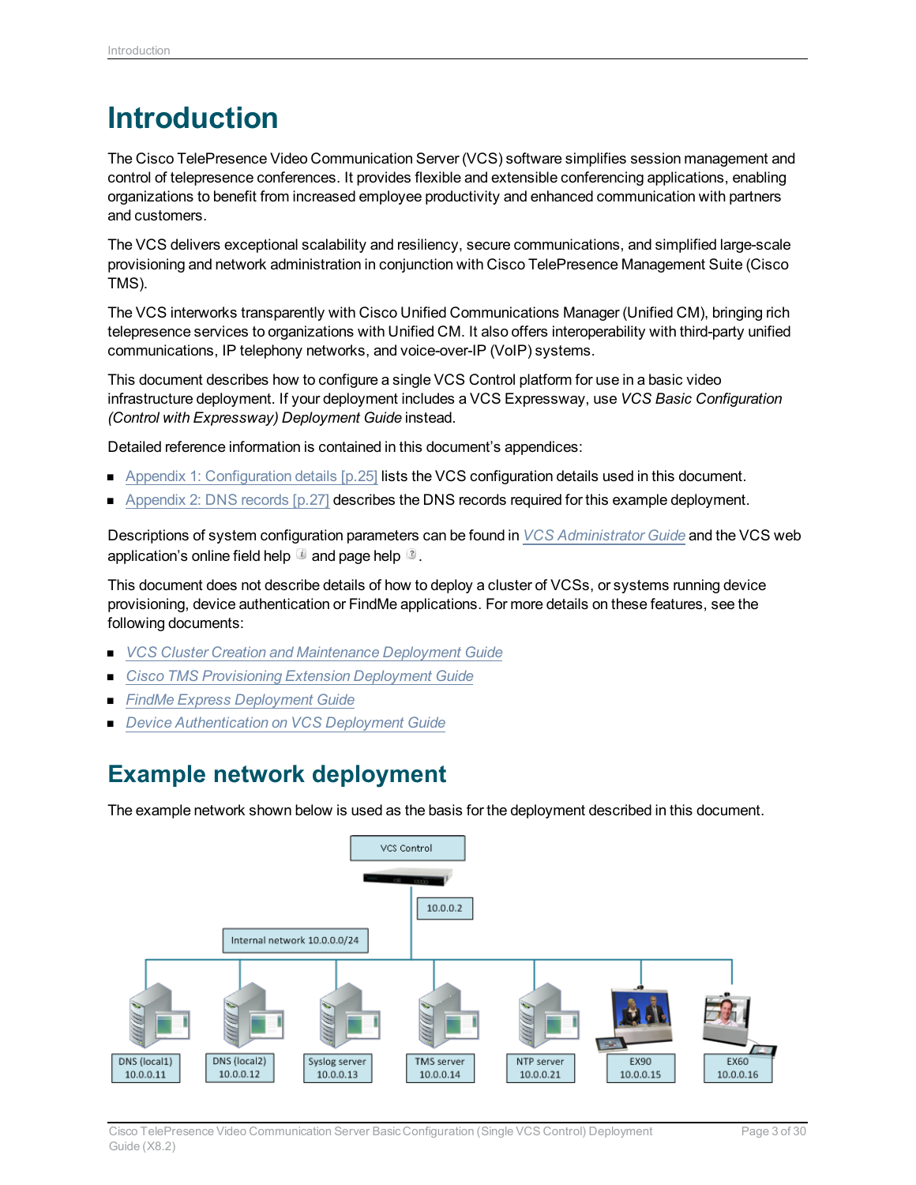# Introduction

The Cisco TelePresence Video Communication Server (VCS) software simplifies session management and control of telepresence conferences. It provides flexible and extensible conferencing applications, enabling organizations to benefit from increased employee productivity and enhanced communication with partners and customers.

The VCS delivers exceptional scalability and resiliency, secure communications, and simplified large-scale provisioning and network administration in conjunction with Cisco TelePresence Management Suite (Cisco TMS).

The VCS interworks transparently with Cisco Unified Communications Manager (Unified CM), bringing rich telepresence services to organizations with Unified CM. It also offers interoperability with third-party unified communications, IP telephony networks, and voice-over-IP (VoIP) systems.

This document describes how to configure a single VCS Control platform for use in a basic video infrastructure deployment. If your deployment includes a VCS Expressway, use *VCS Basic Configuration (Control with Expressway) Deployment Guide* instead.

Detailed reference information is contained in this document's appendices:

- Appendix 1: Configuration details [p.25] lists the VCS configuration details used in this document.
- Appendix 2: DNS records [p.27] describes the DNS records required for this example deployment.

Descriptions of system configuration parameters can be found in *VCS Administrator Guide* and the VCS web application's online field help and page help .

This document does not describe details of how to deploy a cluster of VCSs, or systems running device provisioning, device authentication or FindMe applications. For more details on these features, see the following documents:

- *VCS Cluster Creation and Maintenance Deployment Guide*
- *Cisco TMS Provisioning Extension Deployment Guide*
- *FindMe Express Deployment Guide*
- *Device Authentication on VCS Deployment Guide*

## Example network deployment

The example network shown below is used as the basis for the deployment described in this document.

VCS Control
10.0.0.2
Internal network 10.0.0.0/24

DNS (local1) 10.0.0.11
DNS (local2) 10.0.0.12
Syslog server 10.0.0.13
TMS server 10.0.0.14
NTP server 10.0.0.21
EX90 10.0.0.15
EX60 10.0.0.16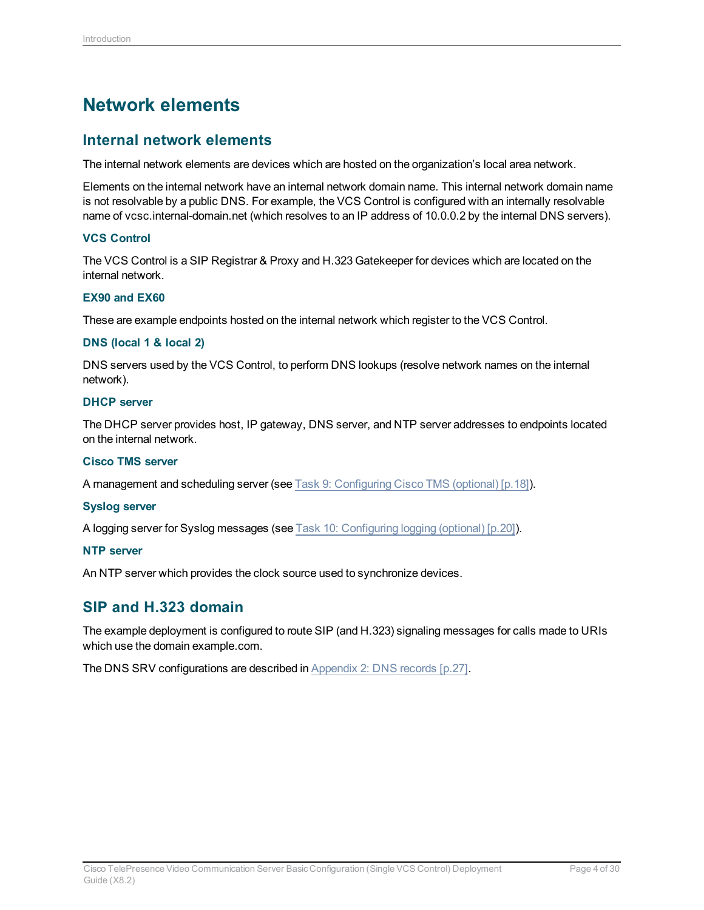# Network elements

## Internal network elements

The internal network elements are devices which are hosted on the organization's local area network.

Elements on the internal network have an internal network domain name. This internal network domain name is not resolvable by a public DNS. For example, the VCS Control is configured with an internally resolvable name of vcsc.internal-domain.net (which resolves to an IP address of 10.0.0.2 by the internal DNS servers).

### VCS Control

The VCS Control is a SIP Registrar & Proxy and H.323 Gatekeeper for devices which are located on the internal network.

### EX90 and EX60

These are example endpoints hosted on the internal network which register to the VCS Control.

### DNS (local 1 & local 2)

DNS servers used by the VCS Control, to perform DNS lookups (resolve network names on the internal network).

### DHCP server

The DHCP server provides host, IP gateway, DNS server, and NTP server addresses to endpoints located on the internal network.

### Cisco TMS server

A management and scheduling server (see Task 9: Configuring Cisco TMS (optional) [p.18]).

### Syslog server

A logging server for Syslog messages (see Task 10: Configuring logging (optional) [p.20]).

### NTP server

An NTP server which provides the clock source used to synchronize devices.

## SIP and H.323 domain

The example deployment is configured to route SIP (and H.323) signaling messages for calls made to URIs which use the domain example.com.

The DNS SRV configurations are described in Appendix 2: DNS records [p.27].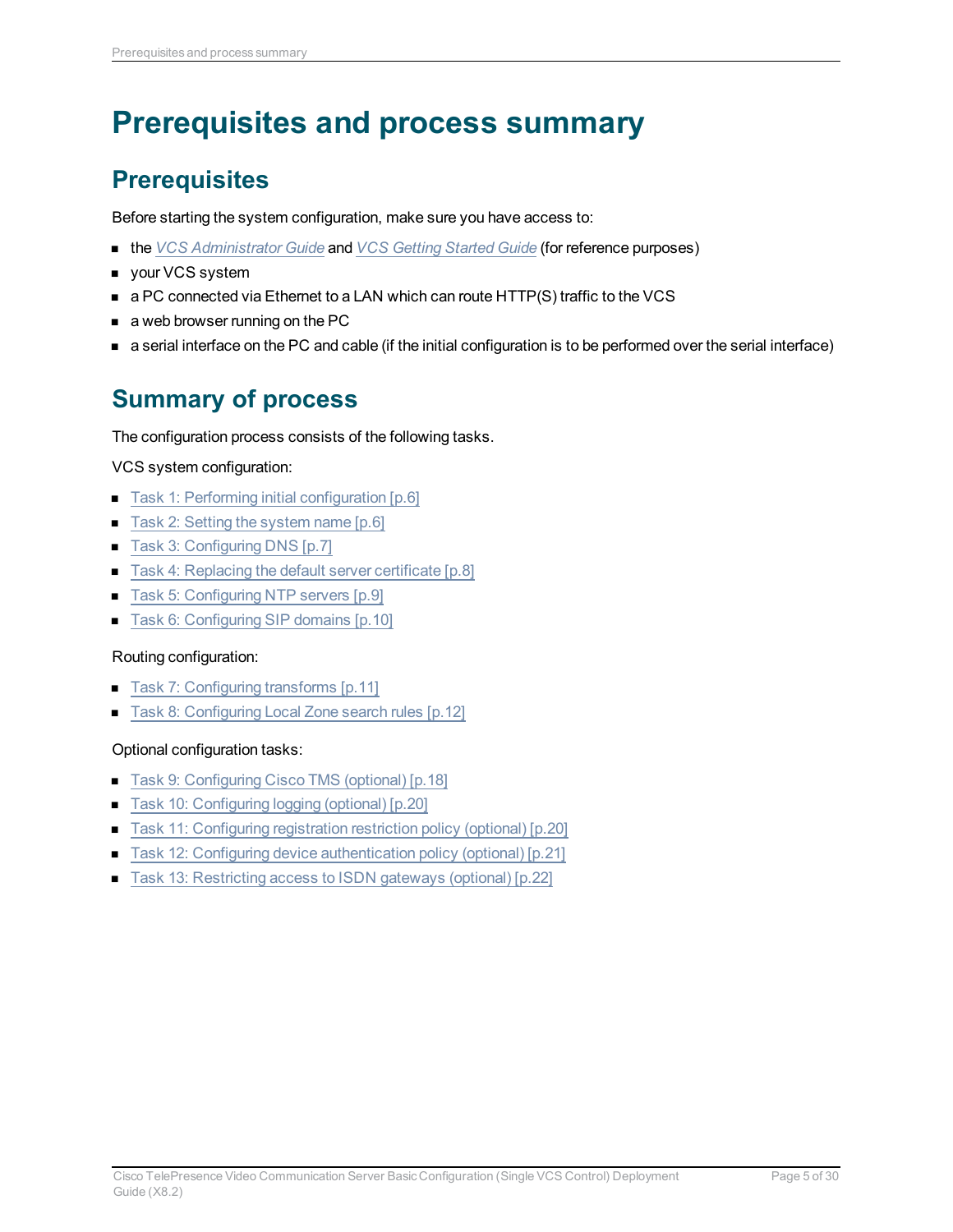# Prerequisites and process summary

## Prerequisites

Before starting the system configuration, make sure you have access to:

- the *VCS Administrator Guide* and *VCS Getting Started Guide* (for reference purposes)
- your VCS system
- a PC connected via Ethernet to a LAN which can route HTTP(S) traffic to the VCS
- a web browser running on the PC
- a serial interface on the PC and cable (if the initial configuration is to be performed over the serial interface)

## Summary of process

The configuration process consists of the following tasks.

VCS system configuration:

- Task 1: Performing initial configuration [p.6]
- Task 2: Setting the system name [p.6]
- Task 3: Configuring DNS [p.7]
- Task 4: Replacing the default server certificate [p.8]
- Task 5: Configuring NTP servers [p.9]
- Task 6: Configuring SIP domains [p.10]

Routing configuration:

- Task 7: Configuring transforms [p.11]
- Task 8: Configuring Local Zone search rules [p.12]

Optional configuration tasks:

- Task 9: Configuring Cisco TMS (optional) [p.18]
- Task 10: Configuring logging (optional) [p.20]
- Task 11: Configuring registration restriction policy (optional) [p.20]
- Task 12: Configuring device authentication policy (optional) [p.21]
- Task 13: Restricting access to ISDN gateways (optional) [p.22]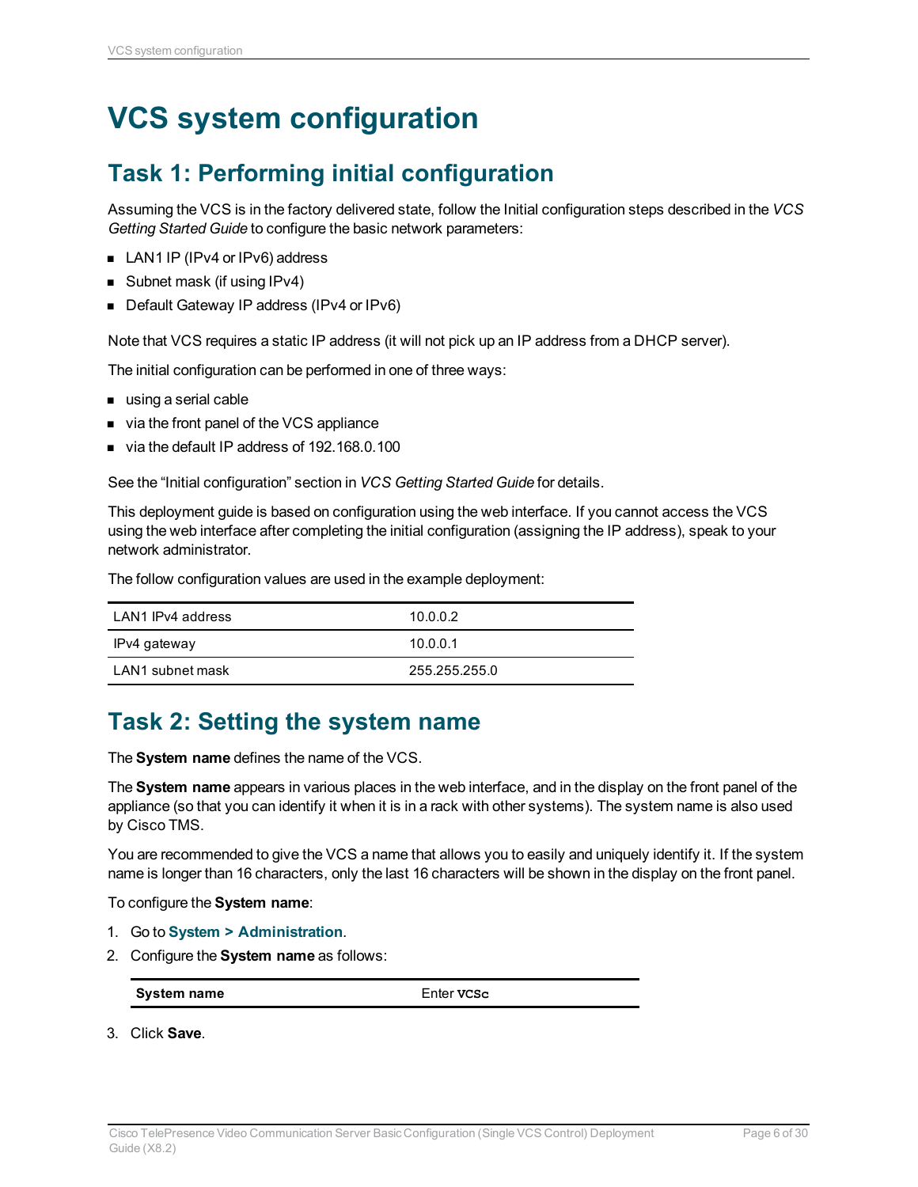# VCS system configuration

## Task 1: Performing initial configuration

Assuming the VCS is in the factory delivered state, follow the Initial configuration steps described in the *VCS Getting Started Guide* to configure the basic network parameters:

- LAN1 IP (IPv4 or IPv6) address
- Subnet mask (if using IPv4)
- Default Gateway IP address (IPv4 or IPv6)

Note that VCS requires a static IP address (it will not pick up an IP address from a DHCP server).

The initial configuration can be performed in one of three ways:

- using a serial cable
- via the front panel of the VCS appliance
- via the default IP address of 192.168.0.100

See the "Initial configuration" section in *VCS Getting Started Guide* for details.

This deployment guide is based on configuration using the web interface. If you cannot access the VCS using the web interface after completing the initial configuration (assigning the IP address), speak to your network administrator.

The follow configuration values are used in the example deployment:

| | |
|---|---|
| LAN1 IPv4 address | 10.0.0.2 |
| IPv4 gateway | 10.0.0.1 |
| LAN1 subnet mask | 255.255.255.0 |

## Task 2: Setting the system name

The **System name** defines the name of the VCS.

The **System name** appears in various places in the web interface, and in the display on the front panel of the appliance (so that you can identify it when it is in a rack with other systems). The system name is also used by Cisco TMS.

You are recommended to give the VCS a name that allows you to easily and uniquely identify it. If the system name is longer than 16 characters, only the last 16 characters will be shown in the display on the front panel.

To configure the **System name**:

1. Go to **System > Administration**.
2. Configure the **System name** as follows:

| | |
|---|---|
| **System name** | Enter `VCSc` |

3. Click **Save**.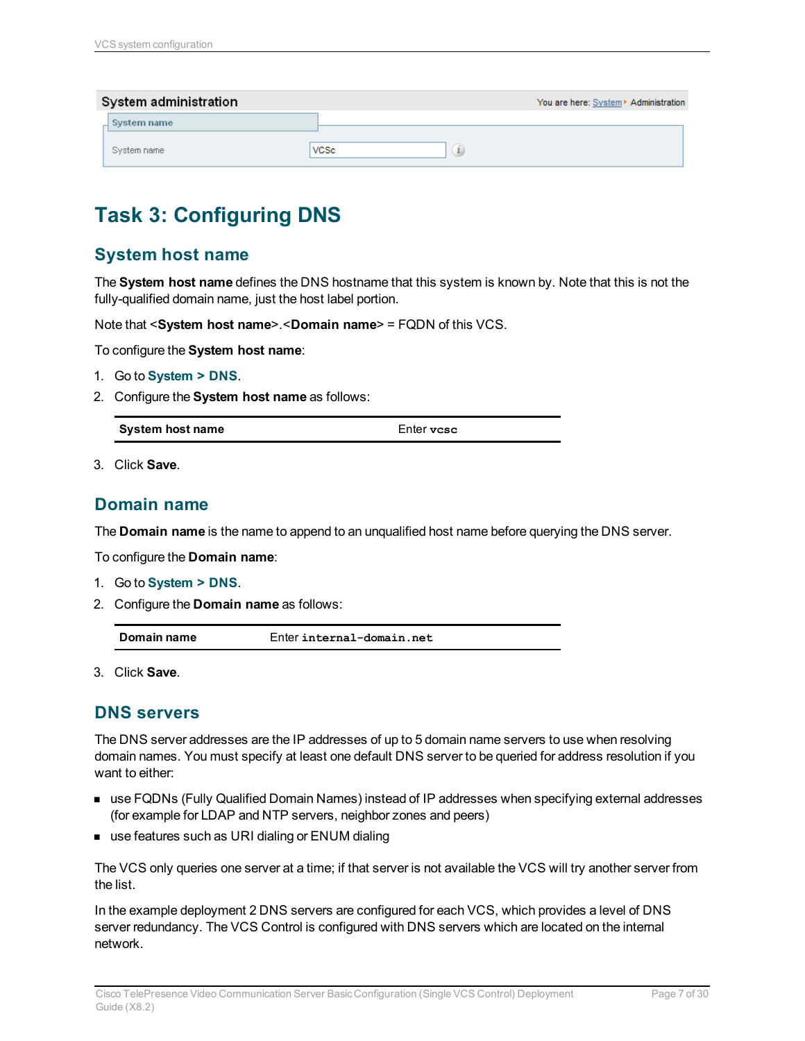System administration — You are here: System ▸ Administration

| System name | |
|---|---|
| System name | VCSc |

# Task 3: Configuring DNS

## System host name

The **System host name** defines the DNS hostname that this system is known by. Note that this is not the fully-qualified domain name, just the host label portion.

Note that <**System host name**>.<**Domain name**> = FQDN of this VCS.

To configure the **System host name**:

1. Go to **System > DNS**.
2. Configure the **System host name** as follows:

| **System host name** | Enter `vcsc` |
|---|---|

3. Click **Save**.

## Domain name

The **Domain name** is the name to append to an unqualified host name before querying the DNS server.

To configure the **Domain name**:

1. Go to **System > DNS**.
2. Configure the **Domain name** as follows:

| **Domain name** | Enter `internal-domain.net` |
|---|---|

3. Click **Save**.

## DNS servers

The DNS server addresses are the IP addresses of up to 5 domain name servers to use when resolving domain names. You must specify at least one default DNS server to be queried for address resolution if you want to either:

- use FQDNs (Fully Qualified Domain Names) instead of IP addresses when specifying external addresses (for example for LDAP and NTP servers, neighbor zones and peers)
- use features such as URI dialing or ENUM dialing

The VCS only queries one server at a time; if that server is not available the VCS will try another server from the list.

In the example deployment 2 DNS servers are configured for each VCS, which provides a level of DNS server redundancy. The VCS Control is configured with DNS servers which are located on the internal network.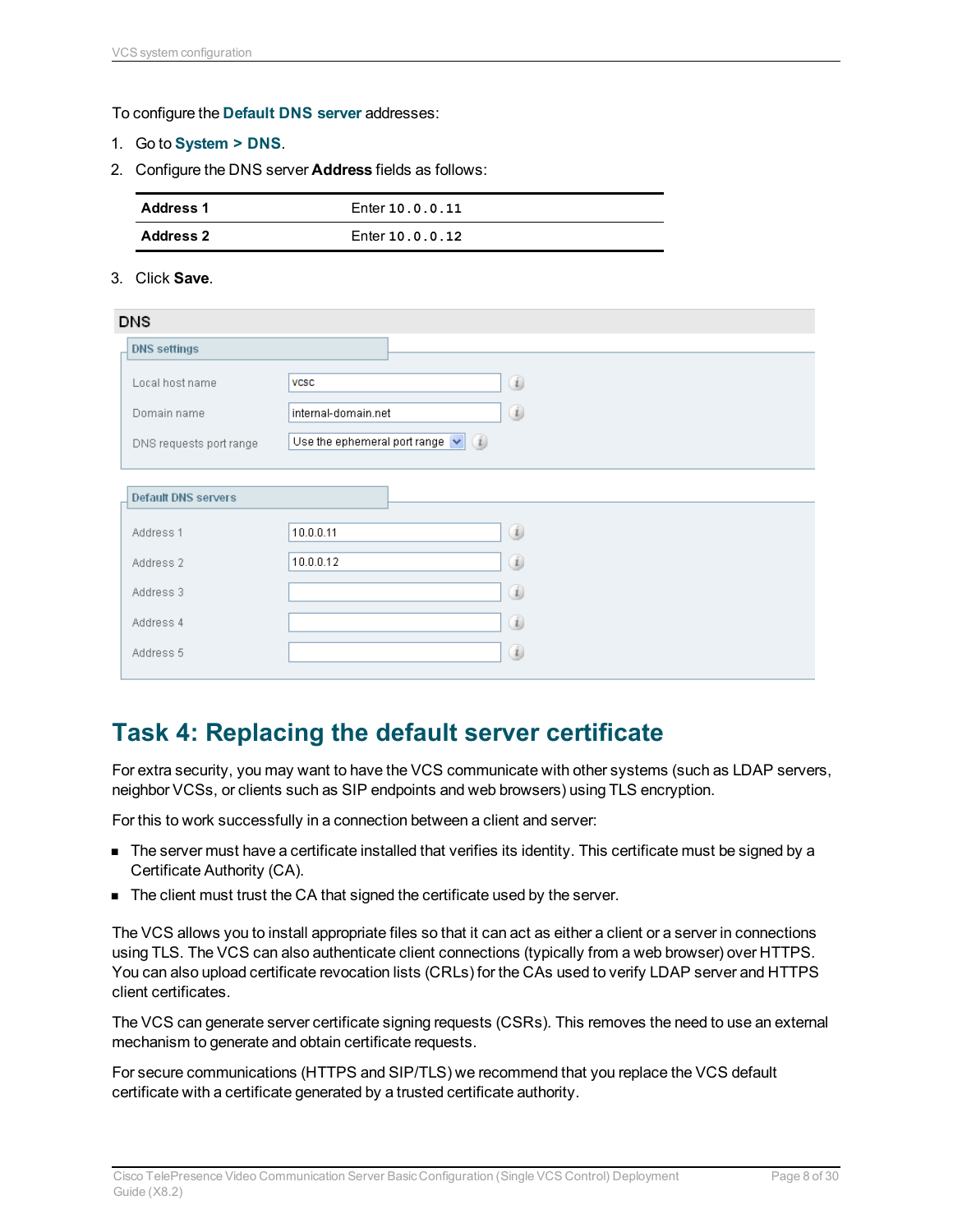To configure the **Default DNS server** addresses:

1. Go to **System > DNS**.
2. Configure the DNS server **Address** fields as follows:

| | |
|---|---|
| **Address 1** | Enter `10.0.0.11` |
| **Address 2** | Enter `10.0.0.12` |

3. Click **Save**.

# Task 4: Replacing the default server certificate

For extra security, you may want to have the VCS communicate with other systems (such as LDAP servers, neighbor VCSs, or clients such as SIP endpoints and web browsers) using TLS encryption.

For this to work successfully in a connection between a client and server:

- The server must have a certificate installed that verifies its identity. This certificate must be signed by a Certificate Authority (CA).
- The client must trust the CA that signed the certificate used by the server.

The VCS allows you to install appropriate files so that it can act as either a client or a server in connections using TLS. The VCS can also authenticate client connections (typically from a web browser) over HTTPS. You can also upload certificate revocation lists (CRLs) for the CAs used to verify LDAP server and HTTPS client certificates.

The VCS can generate server certificate signing requests (CSRs). This removes the need to use an external mechanism to generate and obtain certificate requests.

For secure communications (HTTPS and SIP/TLS) we recommend that you replace the VCS default certificate with a certificate generated by a trusted certificate authority.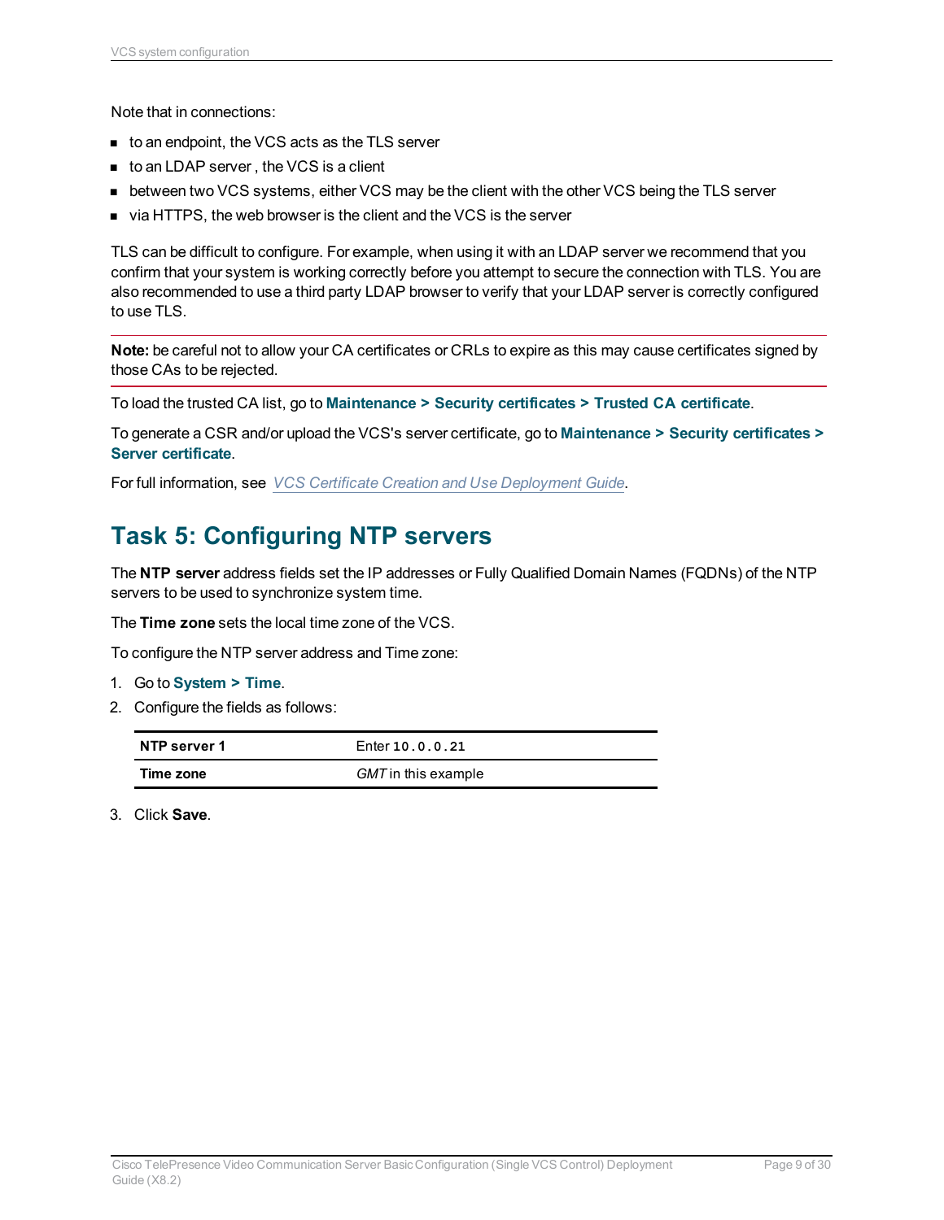Note that in connections:

- to an endpoint, the VCS acts as the TLS server
- to an LDAP server , the VCS is a client
- between two VCS systems, either VCS may be the client with the other VCS being the TLS server
- via HTTPS, the web browser is the client and the VCS is the server

TLS can be difficult to configure. For example, when using it with an LDAP server we recommend that you confirm that your system is working correctly before you attempt to secure the connection with TLS. You are also recommended to use a third party LDAP browser to verify that your LDAP server is correctly configured to use TLS.

**Note:** be careful not to allow your CA certificates or CRLs to expire as this may cause certificates signed by those CAs to be rejected.

To load the trusted CA list, go to **Maintenance > Security certificates > Trusted CA certificate**.

To generate a CSR and/or upload the VCS's server certificate, go to **Maintenance > Security certificates > Server certificate**.

For full information, see *VCS Certificate Creation and Use Deployment Guide*.

## Task 5: Configuring NTP servers

The **NTP server** address fields set the IP addresses or Fully Qualified Domain Names (FQDNs) of the NTP servers to be used to synchronize system time.

The **Time zone** sets the local time zone of the VCS.

To configure the NTP server address and Time zone:

1. Go to **System > Time**.
2. Configure the fields as follows:

| **NTP server 1** | Enter `10.0.0.21` |
|---|---|
| **Time zone** | *GMT* in this example |

3. Click **Save**.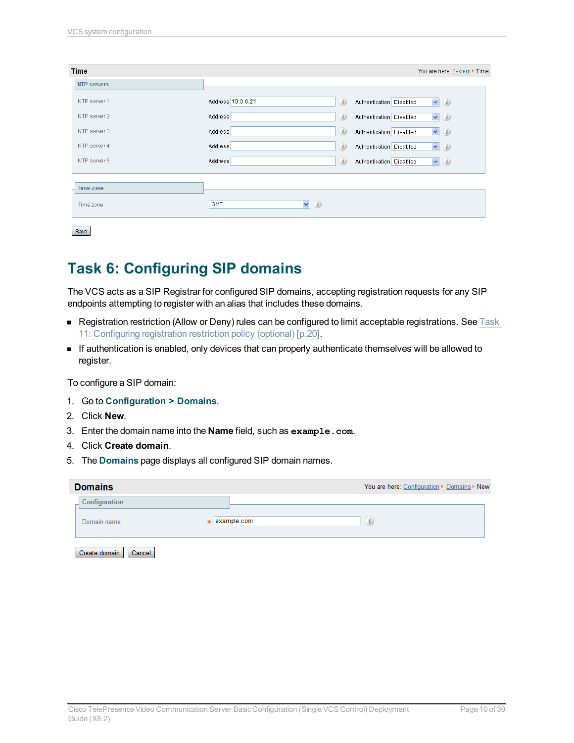Time

You are here: System ▸ Time

NTP servers

| | | | |
|---|---|---|---|
| NTP server 1 | Address 10.0.0.21 | Authentication | Disabled |
| NTP server 2 | Address | Authentication | Disabled |
| NTP server 3 | Address | Authentication | Disabled |
| NTP server 4 | Address | Authentication | Disabled |
| NTP server 5 | Address | Authentication | Disabled |

Time zone

Time zone GMT

Save

## Task 6: Configuring SIP domains

The VCS acts as a SIP Registrar for configured SIP domains, accepting registration requests for any SIP endpoints attempting to register with an alias that includes these domains.

- Registration restriction (Allow or Deny) rules can be configured to limit acceptable registrations. See Task 11: Configuring registration restriction policy (optional) [p.20].
- If authentication is enabled, only devices that can properly authenticate themselves will be allowed to register.

To configure a SIP domain:

1. Go to **Configuration > Domains**.
2. Click **New**.
3. Enter the domain name into the **Name** field, such as `example.com`.
4. Click **Create domain**.
5. The **Domains** page displays all configured SIP domain names.

Domains

You are here: Configuration ▸ Domains ▸ New

Configuration

Domain name * example.com

Create domain | Cancel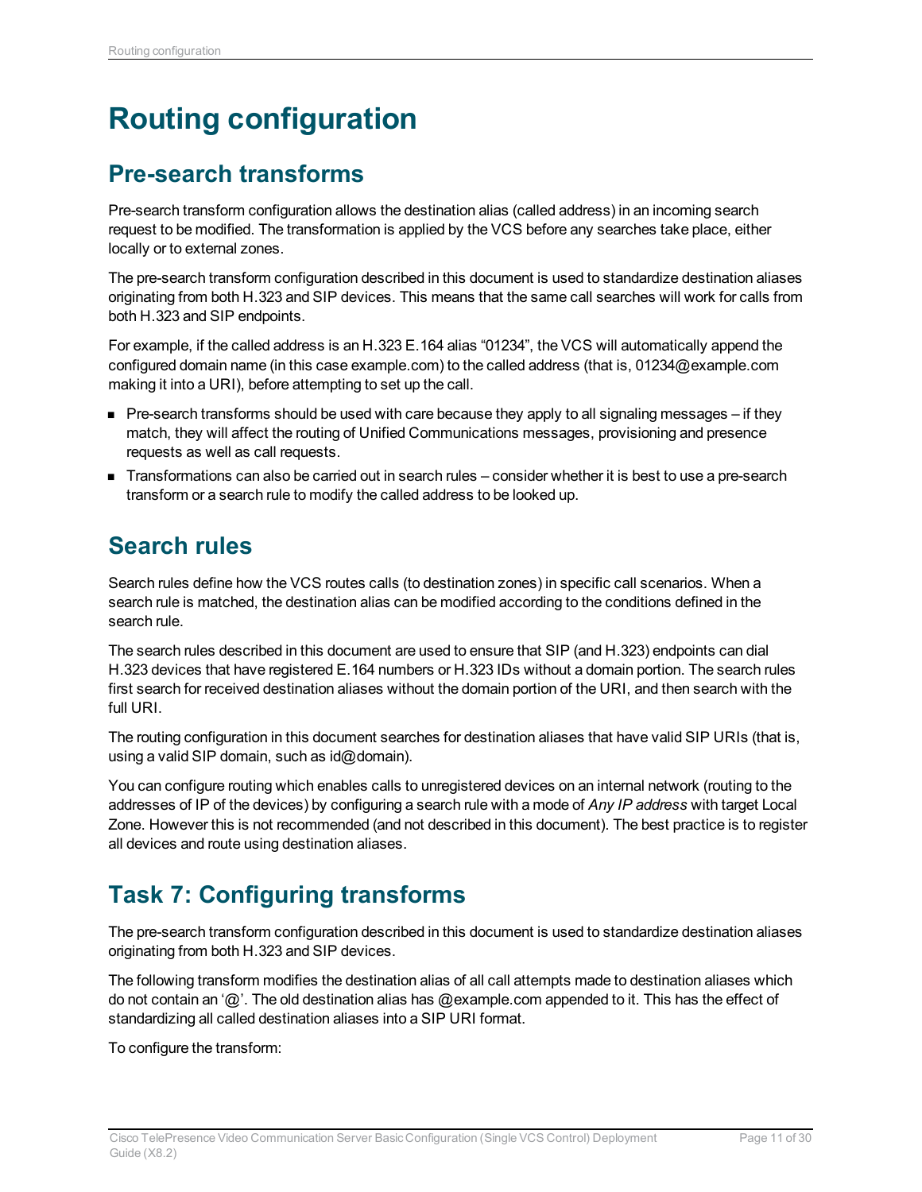# Routing configuration

## Pre-search transforms

Pre-search transform configuration allows the destination alias (called address) in an incoming search request to be modified. The transformation is applied by the VCS before any searches take place, either locally or to external zones.

The pre-search transform configuration described in this document is used to standardize destination aliases originating from both H.323 and SIP devices. This means that the same call searches will work for calls from both H.323 and SIP endpoints.

For example, if the called address is an H.323 E.164 alias “01234”, the VCS will automatically append the configured domain name (in this case example.com) to the called address (that is, 01234@example.com making it into a URI), before attempting to set up the call.

- Pre-search transforms should be used with care because they apply to all signaling messages – if they match, they will affect the routing of Unified Communications messages, provisioning and presence requests as well as call requests.
- Transformations can also be carried out in search rules – consider whether it is best to use a pre-search transform or a search rule to modify the called address to be looked up.

## Search rules

Search rules define how the VCS routes calls (to destination zones) in specific call scenarios. When a search rule is matched, the destination alias can be modified according to the conditions defined in the search rule.

The search rules described in this document are used to ensure that SIP (and H.323) endpoints can dial H.323 devices that have registered E.164 numbers or H.323 IDs without a domain portion. The search rules first search for received destination aliases without the domain portion of the URI, and then search with the full URI.

The routing configuration in this document searches for destination aliases that have valid SIP URIs (that is, using a valid SIP domain, such as id@domain).

You can configure routing which enables calls to unregistered devices on an internal network (routing to the addresses of IP of the devices) by configuring a search rule with a mode of *Any IP address* with target Local Zone. However this is not recommended (and not described in this document). The best practice is to register all devices and route using destination aliases.

## Task 7: Configuring transforms

The pre-search transform configuration described in this document is used to standardize destination aliases originating from both H.323 and SIP devices.

The following transform modifies the destination alias of all call attempts made to destination aliases which do not contain an ‘@’. The old destination alias has @example.com appended to it. This has the effect of standardizing all called destination aliases into a SIP URI format.

To configure the transform: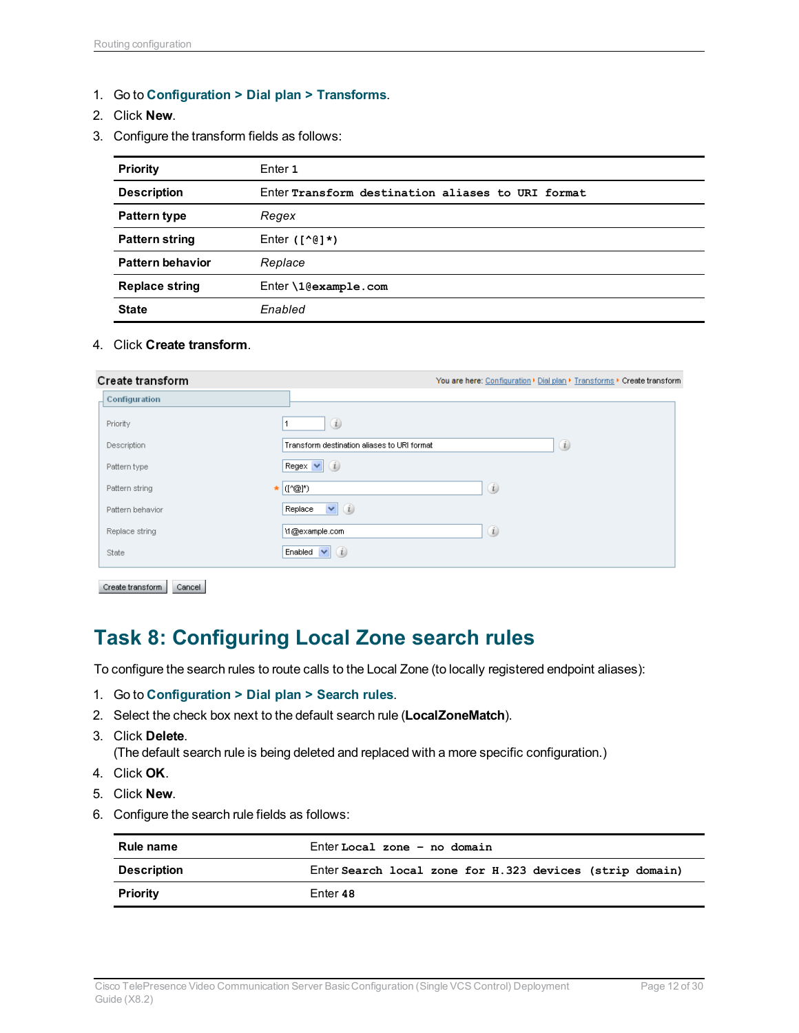1. Go to **Configuration > Dial plan > Transforms**.
2. Click **New**.
3. Configure the transform fields as follows:

| | |
|---|---|
| **Priority** | Enter `1` |
| **Description** | Enter `Transform destination aliases to URI format` |
| **Pattern type** | *Regex* |
| **Pattern string** | Enter `([^@]*)` |
| **Pattern behavior** | *Replace* |
| **Replace string** | Enter `\1@example.com` |
| **State** | *Enabled* |

4. Click **Create transform**.

# Task 8: Configuring Local Zone search rules

To configure the search rules to route calls to the Local Zone (to locally registered endpoint aliases):

1. Go to **Configuration > Dial plan > Search rules**.
2. Select the check box next to the default search rule (**LocalZoneMatch**).
3. Click **Delete**.
   (The default search rule is being deleted and replaced with a more specific configuration.)
4. Click **OK**.
5. Click **New**.
6. Configure the search rule fields as follows:

| | |
|---|---|
| **Rule name** | Enter `Local zone – no domain` |
| **Description** | Enter `Search local zone for H.323 devices (strip domain)` |
| **Priority** | Enter `48` |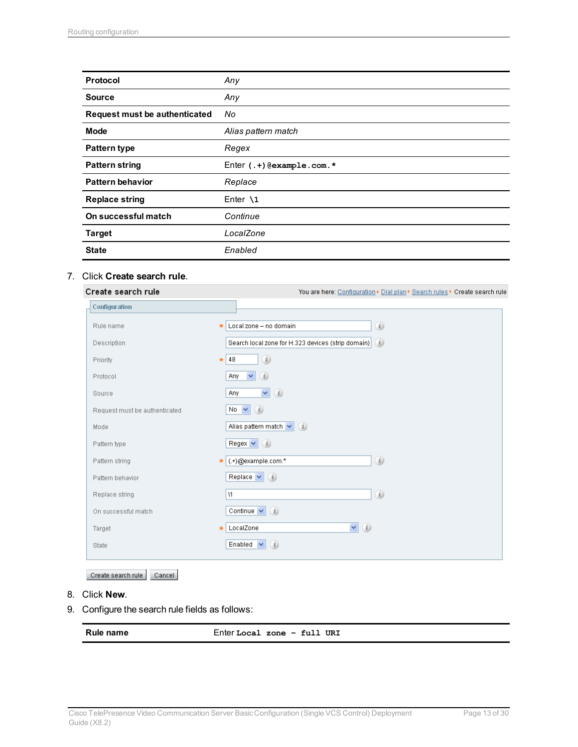| | |
|---|---|
| **Protocol** | *Any* |
| **Source** | *Any* |
| **Request must be authenticated** | *No* |
| **Mode** | *Alias pattern match* |
| **Pattern type** | *Regex* |
| **Pattern string** | Enter `(.+)@example.com.*` |
| **Pattern behavior** | *Replace* |
| **Replace string** | Enter `\1` |
| **On successful match** | *Continue* |
| **Target** | *LocalZone* |
| **State** | *Enabled* |

7. Click **Create search rule**.

**Create search rule** — You are here: Configuration ▸ Dial plan ▸ Search rules ▸ Create search rule

Configuration

| | |
|---|---|
| Rule name * | Local zone – no domain |
| Description | Search local zone for H.323 devices (strip domain) |
| Priority * | 48 |
| Protocol | Any |
| Source | Any |
| Request must be authenticated | No |
| Mode | Alias pattern match |
| Pattern type | Regex |
| Pattern string * | (.+)@example.com.* |
| Pattern behavior | Replace |
| Replace string | \1 |
| On successful match | Continue |
| Target * | LocalZone |
| State | Enabled |

[Create search rule] [Cancel]

8. Click **New**.
9. Configure the search rule fields as follows:

| | |
|---|---|
| **Rule name** | Enter `Local zone – full URI` |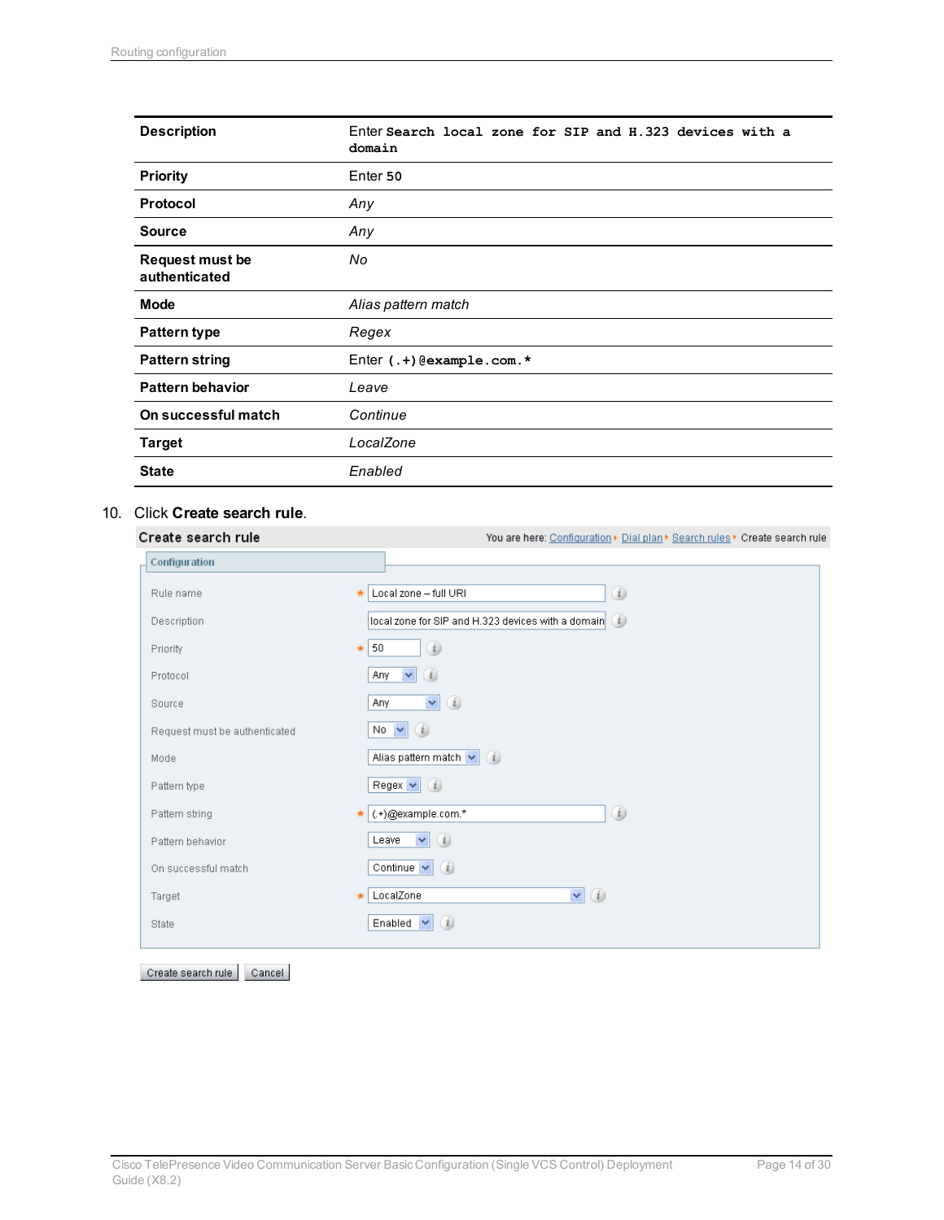| | |
|---|---|
| **Description** | Enter `Search local zone for SIP and H.323 devices with a domain` |
| **Priority** | Enter **50** |
| **Protocol** | *Any* |
| **Source** | *Any* |
| **Request must be authenticated** | *No* |
| **Mode** | *Alias pattern match* |
| **Pattern type** | *Regex* |
| **Pattern string** | Enter `(.+)@example.com.*` |
| **Pattern behavior** | *Leave* |
| **On successful match** | *Continue* |
| **Target** | *LocalZone* |
| **State** | *Enabled* |

10. Click **Create search rule**.

**Create search rule** — You are here: Configuration ▸ Dial plan ▸ Search rules ▸ Create search rule

Configuration

| Field | Value |
|---|---|
| Rule name * | Local zone – full URI |
| Description | local zone for SIP and H.323 devices with a domain |
| Priority * | 50 |
| Protocol | Any |
| Source | Any |
| Request must be authenticated | No |
| Mode | Alias pattern match |
| Pattern type | Regex |
| Pattern string * | (.+)@example.com.* |
| Pattern behavior | Leave |
| On successful match | Continue |
| Target * | LocalZone |
| State | Enabled |

[Create search rule] [Cancel]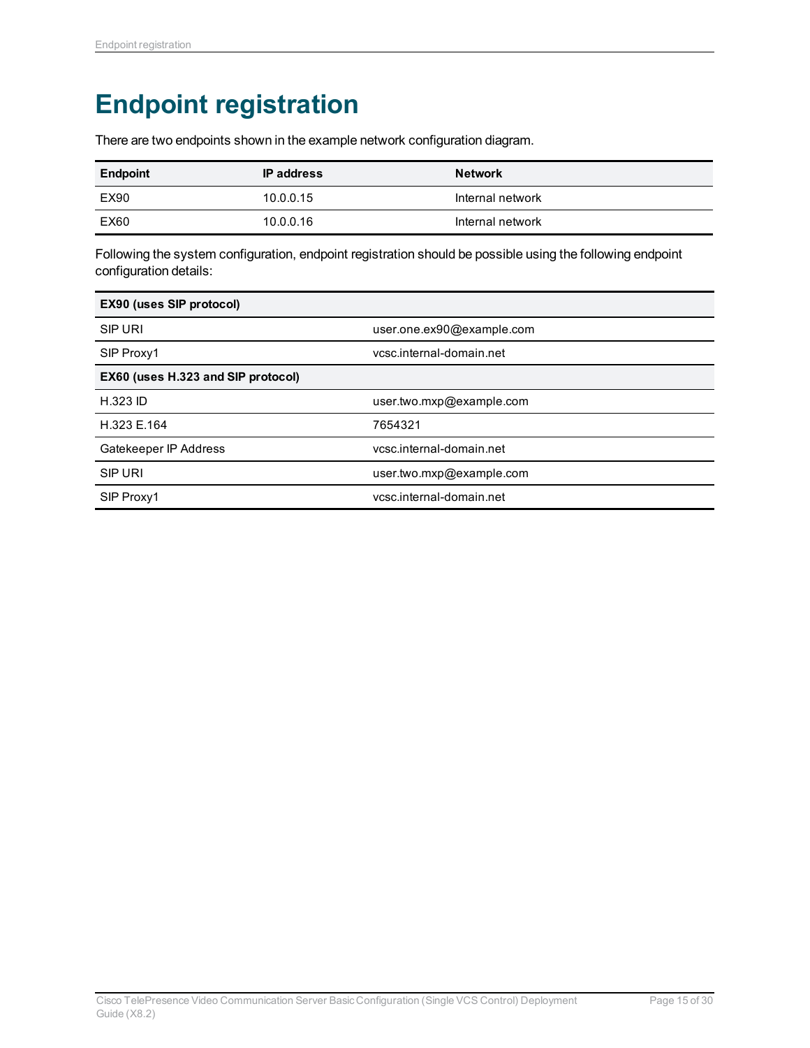# Endpoint registration

There are two endpoints shown in the example network configuration diagram.

| Endpoint | IP address | Network |
| --- | --- | --- |
| EX90 | 10.0.0.15 | Internal network |
| EX60 | 10.0.0.16 | Internal network |

Following the system configuration, endpoint registration should be possible using the following endpoint configuration details:

| **EX90 (uses SIP protocol)** | |
| --- | --- |
| SIP URI | user.one.ex90@example.com |
| SIP Proxy1 | vcsc.internal-domain.net |
| **EX60 (uses H.323 and SIP protocol)** | |
| H.323 ID | user.two.mxp@example.com |
| H.323 E.164 | 7654321 |
| Gatekeeper IP Address | vcsc.internal-domain.net |
| SIP URI | user.two.mxp@example.com |
| SIP Proxy1 | vcsc.internal-domain.net |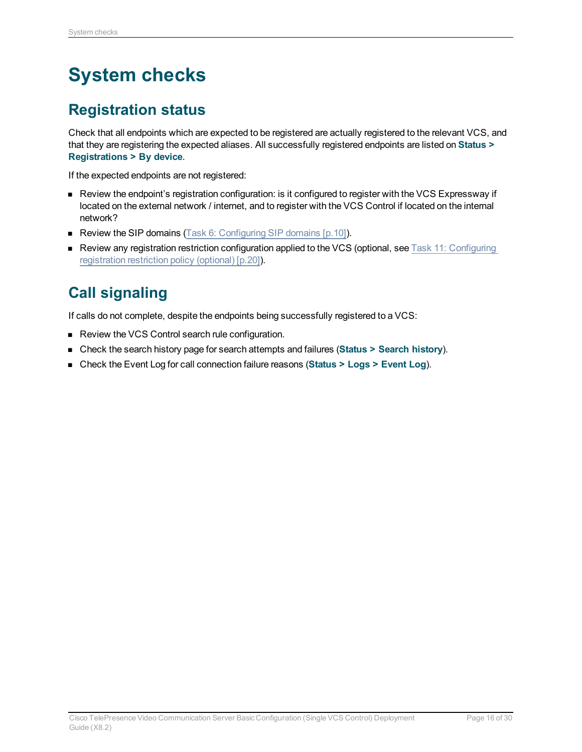# System checks

## Registration status

Check that all endpoints which are expected to be registered are actually registered to the relevant VCS, and that they are registering the expected aliases. All successfully registered endpoints are listed on **Status > Registrations > By device**.

If the expected endpoints are not registered:

- Review the endpoint's registration configuration: is it configured to register with the VCS Expressway if located on the external network / internet, and to register with the VCS Control if located on the internal network?
- Review the SIP domains (Task 6: Configuring SIP domains [p.10]).
- Review any registration restriction configuration applied to the VCS (optional, see Task 11: Configuring registration restriction policy (optional) [p.20]).

## Call signaling

If calls do not complete, despite the endpoints being successfully registered to a VCS:

- Review the VCS Control search rule configuration.
- Check the search history page for search attempts and failures (**Status > Search history**).
- Check the Event Log for call connection failure reasons (**Status > Logs > Event Log**).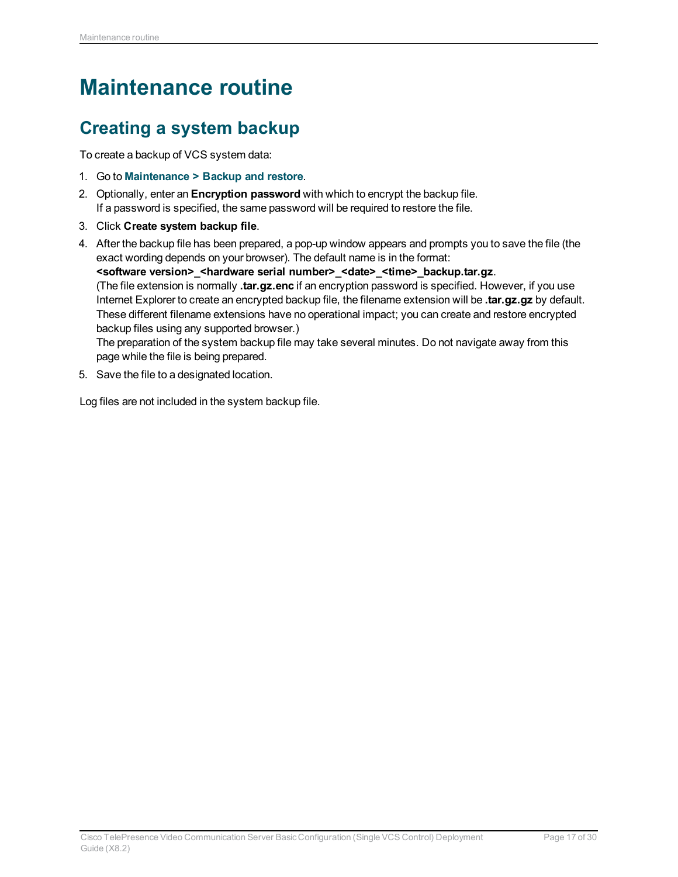# Maintenance routine

## Creating a system backup

To create a backup of VCS system data:

1. Go to **Maintenance > Backup and restore**.
2. Optionally, enter an **Encryption password** with which to encrypt the backup file.
   If a password is specified, the same password will be required to restore the file.
3. Click **Create system backup file**.
4. After the backup file has been prepared, a pop-up window appears and prompts you to save the file (the exact wording depends on your browser). The default name is in the format:
   **<software version>_<hardware serial number>_<date>_<time>_backup.tar.gz**.
   (The file extension is normally **.tar.gz.enc** if an encryption password is specified. However, if you use Internet Explorer to create an encrypted backup file, the filename extension will be **.tar.gz.gz** by default. These different filename extensions have no operational impact; you can create and restore encrypted backup files using any supported browser.)
   The preparation of the system backup file may take several minutes. Do not navigate away from this page while the file is being prepared.
5. Save the file to a designated location.

Log files are not included in the system backup file.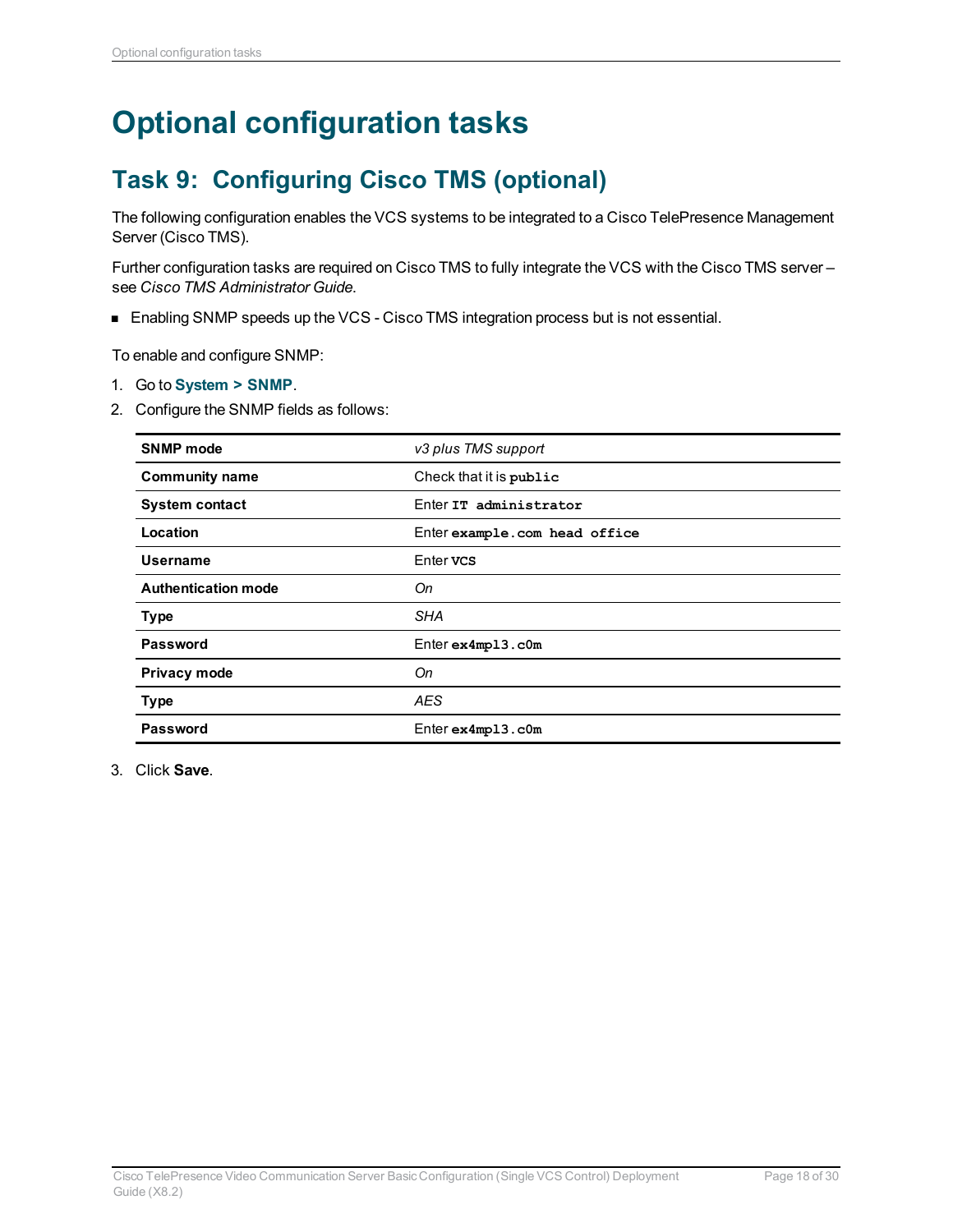# Optional configuration tasks

## Task 9: Configuring Cisco TMS (optional)

The following configuration enables the VCS systems to be integrated to a Cisco TelePresence Management Server (Cisco TMS).

Further configuration tasks are required on Cisco TMS to fully integrate the VCS with the Cisco TMS server – see *Cisco TMS Administrator Guide*.

- Enabling SNMP speeds up the VCS - Cisco TMS integration process but is not essential.

To enable and configure SNMP:

1. Go to **System > SNMP**.
2. Configure the SNMP fields as follows:

| | |
|---|---|
| **SNMP mode** | *v3 plus TMS support* |
| **Community name** | Check that it is **public** |
| **System contact** | Enter **IT administrator** |
| **Location** | Enter **example.com head office** |
| **Username** | Enter **VCS** |
| **Authentication mode** | *On* |
| **Type** | *SHA* |
| **Password** | Enter **ex4mpl3.c0m** |
| **Privacy mode** | *On* |
| **Type** | *AES* |
| **Password** | Enter **ex4mpl3.c0m** |

3. Click **Save**.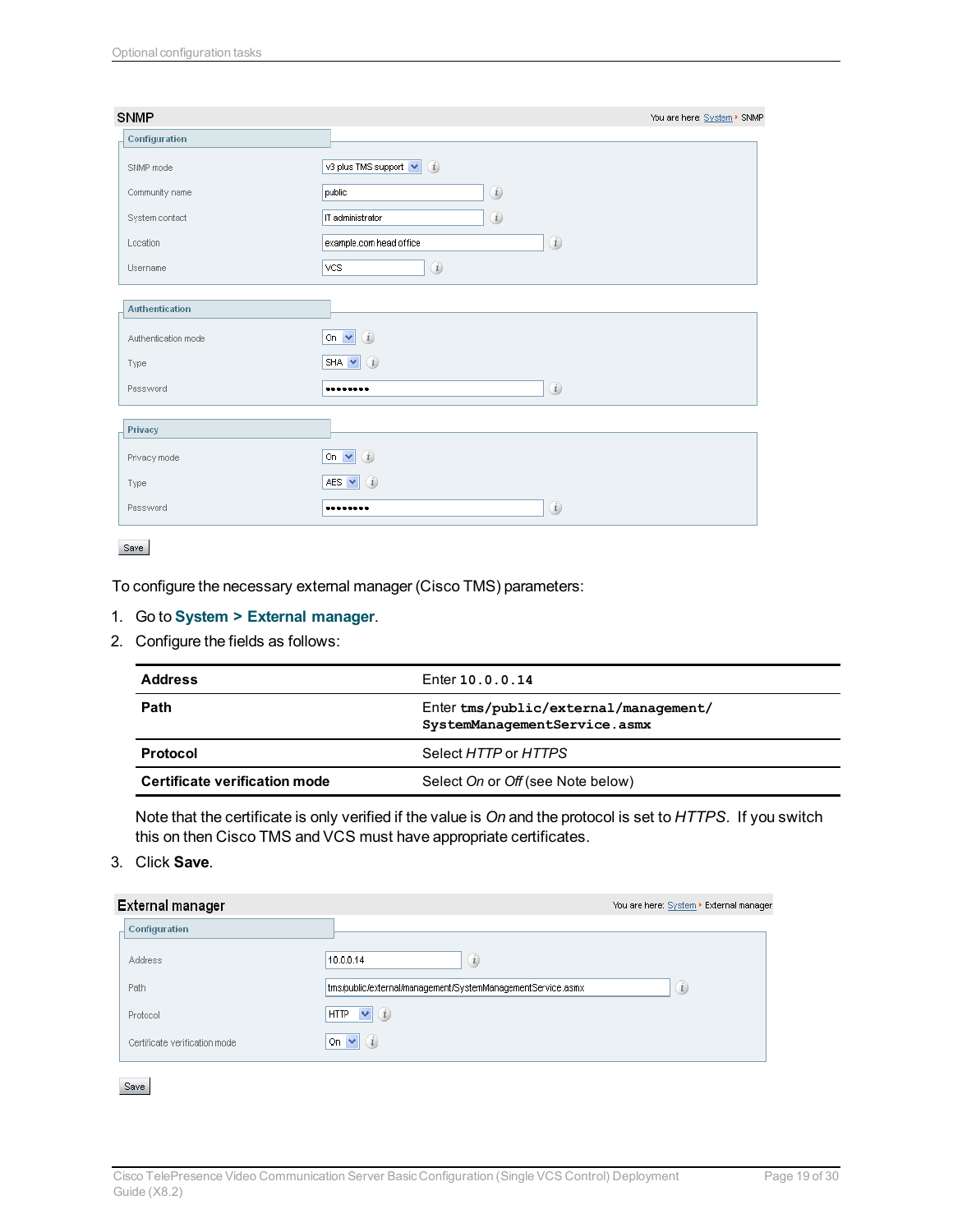## SNMP

You are here: System ▸ SNMP

**Configuration**

| | |
|---|---|
| SNMP mode | v3 plus TMS support |
| Community name | public |
| System contact | IT administrator |
| Location | example.com head office |
| Username | VCS |

**Authentication**

| | |
|---|---|
| Authentication mode | On |
| Type | SHA |
| Password | •••••••• |

**Privacy**

| | |
|---|---|
| Privacy mode | On |
| Type | AES |
| Password | •••••••• |

Save

To configure the necessary external manager (Cisco TMS) parameters:

1. Go to **System > External manager**.
2. Configure the fields as follows:

| | |
|---|---|
| **Address** | Enter `10.0.0.14` |
| **Path** | Enter `tms/public/external/management/SystemManagementService.asmx` |
| **Protocol** | Select *HTTP* or *HTTPS* |
| **Certificate verification mode** | Select *On* or *Off* (see Note below) |

   Note that the certificate is only verified if the value is *On* and the protocol is set to *HTTPS*. If you switch this on then Cisco TMS and VCS must have appropriate certificates.

3. Click **Save**.

## External manager

You are here: System ▸ External manager

**Configuration**

| | |
|---|---|
| Address | 10.0.0.14 |
| Path | tms/public/external/management/SystemManagementService.asmx |
| Protocol | HTTP |
| Certificate verification mode | On |

Save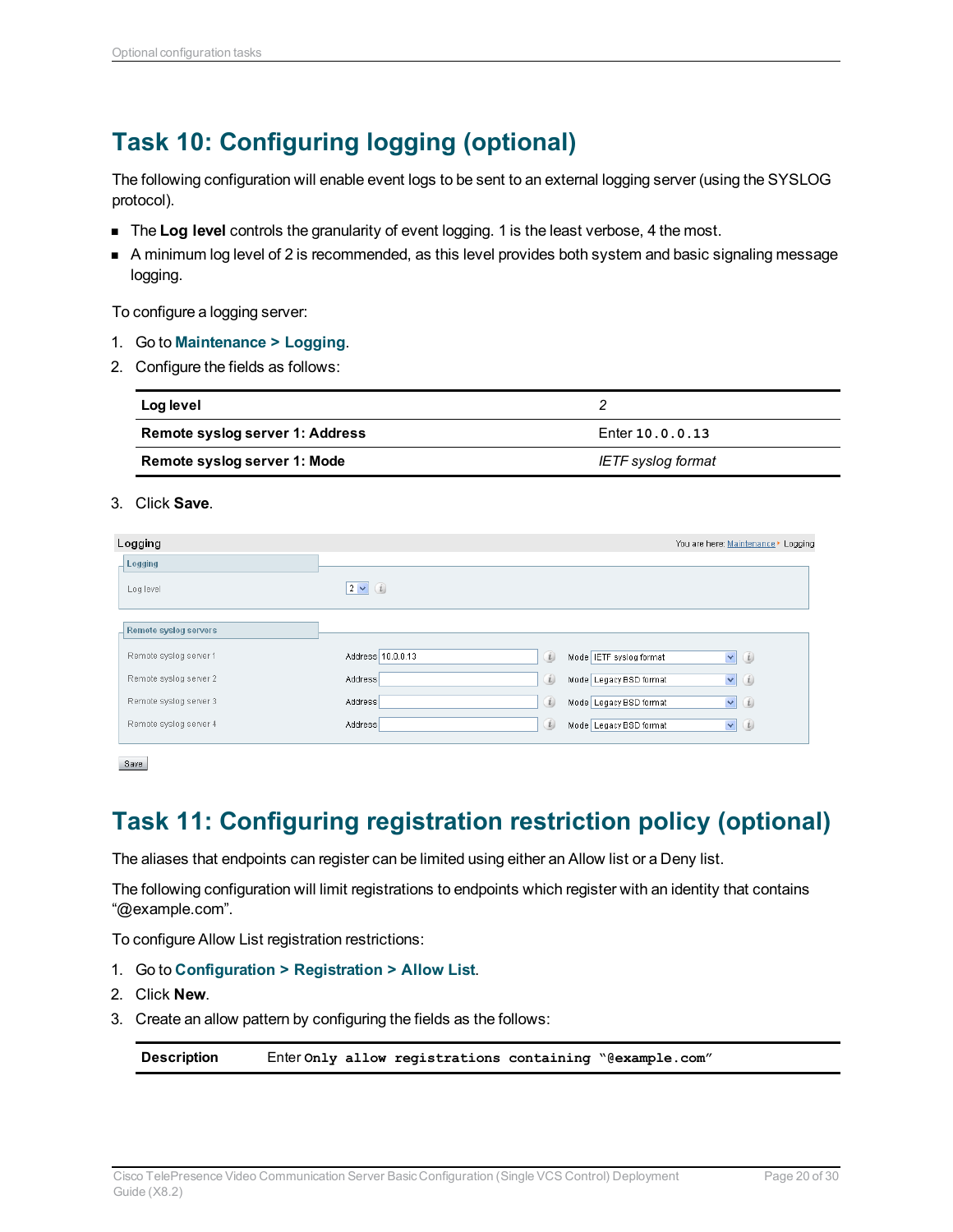# Task 10: Configuring logging (optional)

The following configuration will enable event logs to be sent to an external logging server (using the SYSLOG protocol).

- The **Log level** controls the granularity of event logging. 1 is the least verbose, 4 the most.
- A minimum log level of 2 is recommended, as this level provides both system and basic signaling message logging.

To configure a logging server:

1. Go to **Maintenance > Logging**.
2. Configure the fields as follows:

| | |
|---|---|
| **Log level** | *2* |
| **Remote syslog server 1: Address** | Enter `10.0.0.13` |
| **Remote syslog server 1: Mode** | *IETF syslog format* |

3. Click **Save**.

# Task 11: Configuring registration restriction policy (optional)

The aliases that endpoints can register can be limited using either an Allow list or a Deny list.

The following configuration will limit registrations to endpoints which register with an identity that contains "@example.com".

To configure Allow List registration restrictions:

1. Go to **Configuration > Registration > Allow List**.
2. Click **New**.
3. Create an allow pattern by configuring the fields as the follows:

| | |
|---|---|
| **Description** | Enter **`Only allow registrations containing "@example.com"`** |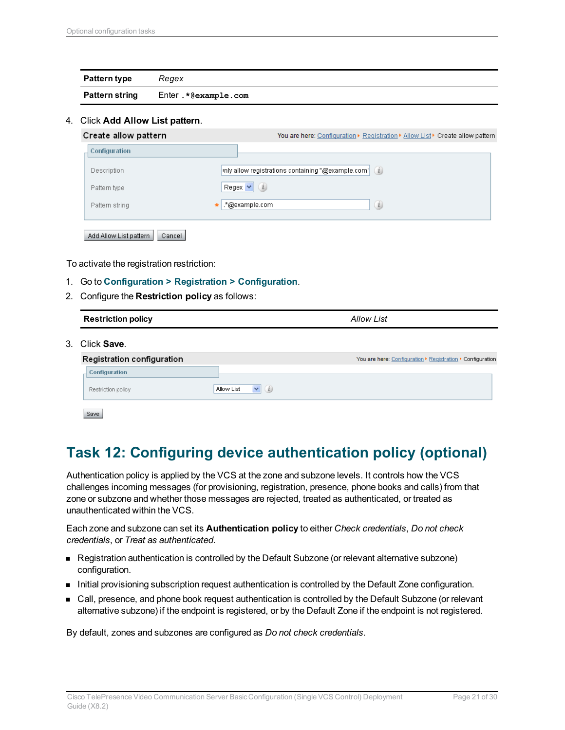| Pattern type | *Regex* |
|---|---|
| Pattern string | Enter **`.*@example.com`** |

4. Click **Add Allow List pattern**.

**Create allow pattern**

You are here: Configuration ▸ Registration ▸ Allow List ▸ Create allow pattern

Configuration

| | |
|---|---|
| Description | nly allow registrations containing "@example.com' |
| Pattern type | Regex |
| Pattern string * | .*@example.com |

Add Allow List pattern | Cancel

To activate the registration restriction:

1. Go to **Configuration > Registration > Configuration**.
2. Configure the **Restriction policy** as follows:

| Restriction policy | *Allow List* |
|---|---|

3. Click **Save**.

**Registration configuration**

You are here: Configuration ▸ Registration ▸ Configuration

Configuration

| | |
|---|---|
| Restriction policy | Allow List |

Save

# Task 12: Configuring device authentication policy (optional)

Authentication policy is applied by the VCS at the zone and subzone levels. It controls how the VCS challenges incoming messages (for provisioning, registration, presence, phone books and calls) from that zone or subzone and whether those messages are rejected, treated as authenticated, or treated as unauthenticated within the VCS.

Each zone and subzone can set its **Authentication policy** to either *Check credentials*, *Do not check credentials*, or *Treat as authenticated*.

- Registration authentication is controlled by the Default Subzone (or relevant alternative subzone) configuration.
- Initial provisioning subscription request authentication is controlled by the Default Zone configuration.
- Call, presence, and phone book request authentication is controlled by the Default Subzone (or relevant alternative subzone) if the endpoint is registered, or by the Default Zone if the endpoint is not registered.

By default, zones and subzones are configured as *Do not check credentials*.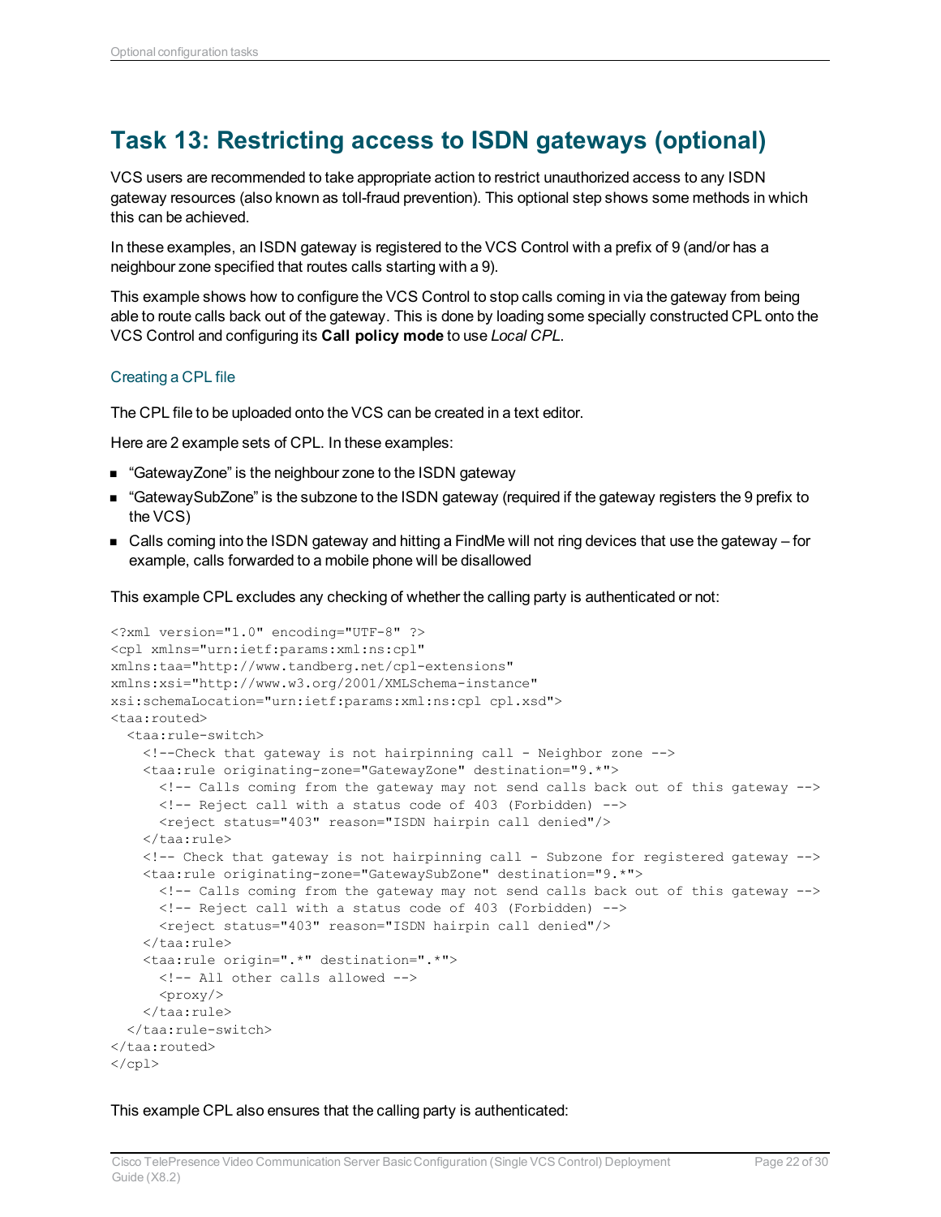## Task 13: Restricting access to ISDN gateways (optional)

VCS users are recommended to take appropriate action to restrict unauthorized access to any ISDN gateway resources (also known as toll-fraud prevention). This optional step shows some methods in which this can be achieved.

In these examples, an ISDN gateway is registered to the VCS Control with a prefix of 9 (and/or has a neighbour zone specified that routes calls starting with a 9).

This example shows how to configure the VCS Control to stop calls coming in via the gateway from being able to route calls back out of the gateway. This is done by loading some specially constructed CPL onto the VCS Control and configuring its **Call policy mode** to use *Local CPL*.

### Creating a CPL file

The CPL file to be uploaded onto the VCS can be created in a text editor.

Here are 2 example sets of CPL. In these examples:

- "GatewayZone" is the neighbour zone to the ISDN gateway
- "GatewaySubZone" is the subzone to the ISDN gateway (required if the gateway registers the 9 prefix to the VCS)
- Calls coming into the ISDN gateway and hitting a FindMe will not ring devices that use the gateway – for example, calls forwarded to a mobile phone will be disallowed

This example CPL excludes any checking of whether the calling party is authenticated or not:

```
<?xml version="1.0" encoding="UTF-8" ?>
<cpl xmlns="urn:ietf:params:xml:ns:cpl"
xmlns:taa="http://www.tandberg.net/cpl-extensions"
xmlns:xsi="http://www.w3.org/2001/XMLSchema-instance"
xsi:schemaLocation="urn:ietf:params:xml:ns:cpl cpl.xsd">
<taa:routed>
  <taa:rule-switch>
    <!--Check that gateway is not hairpinning call - Neighbor zone -->
    <taa:rule originating-zone="GatewayZone" destination="9.*">
      <!-- Calls coming from the gateway may not send calls back out of this gateway -->
      <!-- Reject call with a status code of 403 (Forbidden) -->
      <reject status="403" reason="ISDN hairpin call denied"/>
    </taa:rule>
    <!-- Check that gateway is not hairpinning call - Subzone for registered gateway -->
    <taa:rule originating-zone="GatewaySubZone" destination="9.*">
      <!-- Calls coming from the gateway may not send calls back out of this gateway -->
      <!-- Reject call with a status code of 403 (Forbidden) -->
      <reject status="403" reason="ISDN hairpin call denied"/>
    </taa:rule>
    <taa:rule origin=".*" destination=".*">
      <!-- All other calls allowed -->
      <proxy/>
    </taa:rule>
  </taa:rule-switch>
</taa:routed>
</cpl>
```

This example CPL also ensures that the calling party is authenticated: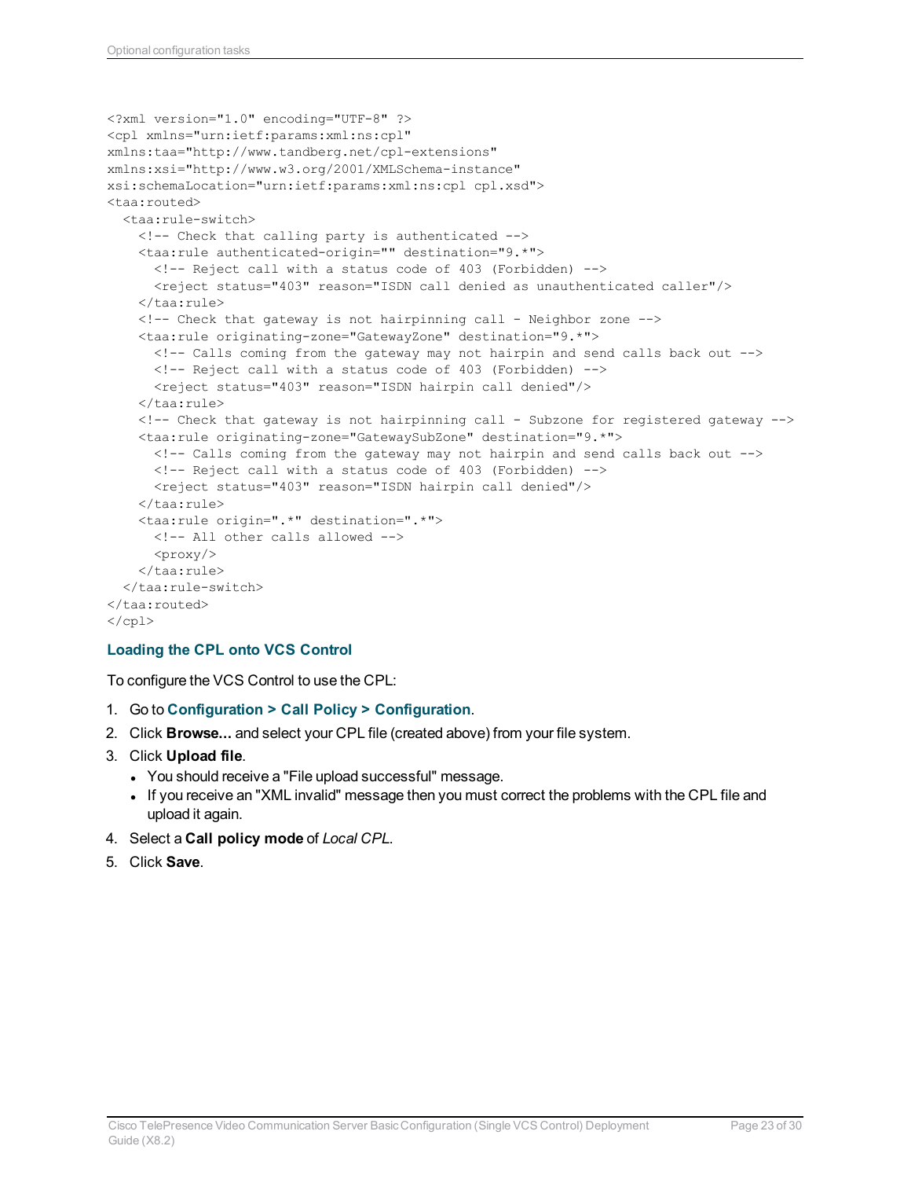```
<?xml version="1.0" encoding="UTF-8" ?>
<cpl xmlns="urn:ietf:params:xml:ns:cpl"
xmlns:taa="http://www.tandberg.net/cpl-extensions"
xmlns:xsi="http://www.w3.org/2001/XMLSchema-instance"
xsi:schemaLocation="urn:ietf:params:xml:ns:cpl cpl.xsd">
<taa:routed>
  <taa:rule-switch>
    <!-- Check that calling party is authenticated -->
    <taa:rule authenticated-origin="" destination="9.*">
      <!-- Reject call with a status code of 403 (Forbidden) -->
      <reject status="403" reason="ISDN call denied as unauthenticated caller"/>
    </taa:rule>
    <!-- Check that gateway is not hairpinning call - Neighbor zone -->
    <taa:rule originating-zone="GatewayZone" destination="9.*">
      <!-- Calls coming from the gateway may not hairpin and send calls back out -->
      <!-- Reject call with a status code of 403 (Forbidden) -->
      <reject status="403" reason="ISDN hairpin call denied"/>
    </taa:rule>
    <!-- Check that gateway is not hairpinning call - Subzone for registered gateway -->
    <taa:rule originating-zone="GatewaySubZone" destination="9.*">
      <!-- Calls coming from the gateway may not hairpin and send calls back out -->
      <!-- Reject call with a status code of 403 (Forbidden) -->
      <reject status="403" reason="ISDN hairpin call denied"/>
    </taa:rule>
    <taa:rule origin=".*" destination=".*">
      <!-- All other calls allowed -->
      <proxy/>
    </taa:rule>
  </taa:rule-switch>
</taa:routed>
</cpl>
```

### Loading the CPL onto VCS Control

To configure the VCS Control to use the CPL:

1. Go to **Configuration > Call Policy > Configuration**.
2. Click **Browse...** and select your CPL file (created above) from your file system.
3. Click **Upload file**.
   - You should receive a "File upload successful" message.
   - If you receive an "XML invalid" message then you must correct the problems with the CPL file and upload it again.
4. Select a **Call policy mode** of *Local CPL*.
5. Click **Save**.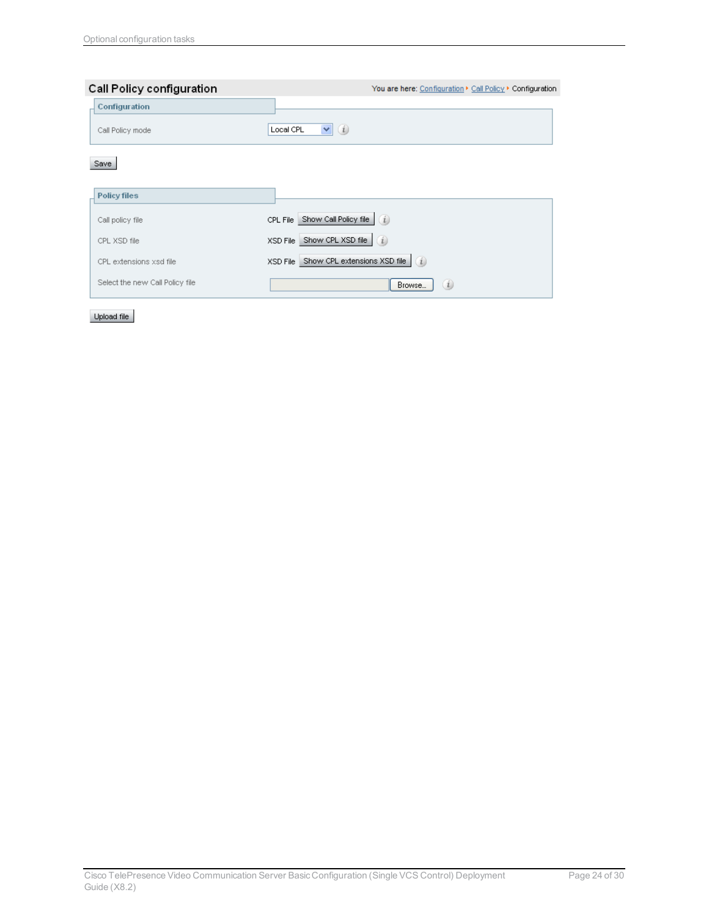## Call Policy configuration

You are here: Configuration ▸ Call Policy ▸ Configuration

### Configuration

| | |
|---|---|
| Call Policy mode | Local CPL |

Save

### Policy files

| | |
|---|---|
| Call policy file | CPL File [Show Call Policy file] |
| CPL XSD file | XSD File [Show CPL XSD file] |
| CPL extensions xsd file | XSD File [Show CPL extensions XSD file] |
| Select the new Call Policy file | [Browse...] |

Upload file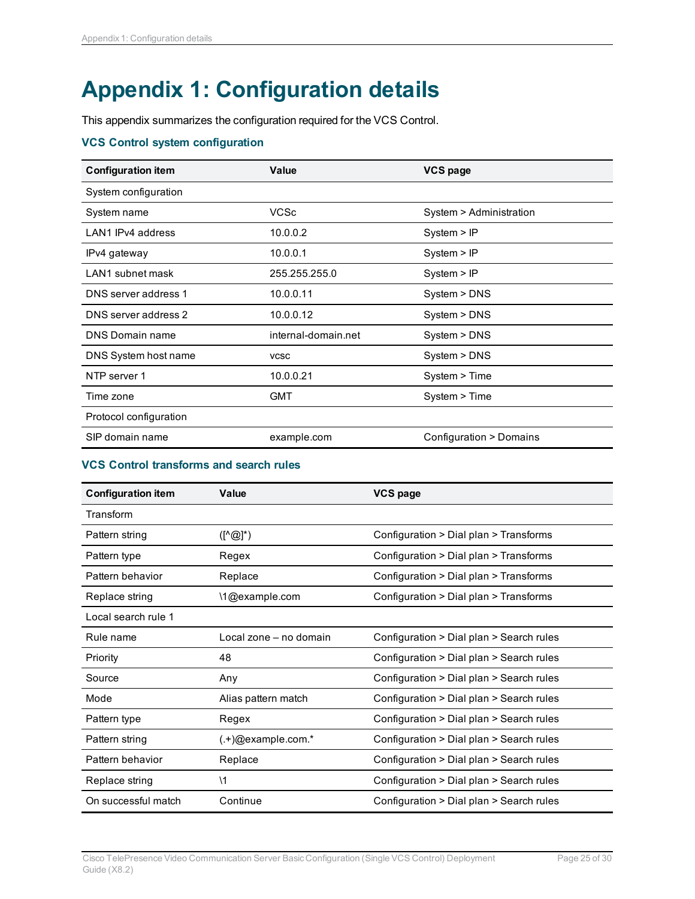# Appendix 1: Configuration details

This appendix summarizes the configuration required for the VCS Control.

### VCS Control system configuration

| Configuration item | Value | VCS page |
| --- | --- | --- |
| System configuration | | |
| System name | VCSc | System > Administration |
| LAN1 IPv4 address | 10.0.0.2 | System > IP |
| IPv4 gateway | 10.0.0.1 | System > IP |
| LAN1 subnet mask | 255.255.255.0 | System > IP |
| DNS server address 1 | 10.0.0.11 | System > DNS |
| DNS server address 2 | 10.0.0.12 | System > DNS |
| DNS Domain name | internal-domain.net | System > DNS |
| DNS System host name | vcsc | System > DNS |
| NTP server 1 | 10.0.0.21 | System > Time |
| Time zone | GMT | System > Time |
| Protocol configuration | | |
| SIP domain name | example.com | Configuration > Domains |

### VCS Control transforms and search rules

| Configuration item | Value | VCS page |
| --- | --- | --- |
| Transform | | |
| Pattern string | ([^@]*) | Configuration > Dial plan > Transforms |
| Pattern type | Regex | Configuration > Dial plan > Transforms |
| Pattern behavior | Replace | Configuration > Dial plan > Transforms |
| Replace string | \1@example.com | Configuration > Dial plan > Transforms |
| Local search rule 1 | | |
| Rule name | Local zone – no domain | Configuration > Dial plan > Search rules |
| Priority | 48 | Configuration > Dial plan > Search rules |
| Source | Any | Configuration > Dial plan > Search rules |
| Mode | Alias pattern match | Configuration > Dial plan > Search rules |
| Pattern type | Regex | Configuration > Dial plan > Search rules |
| Pattern string | (.+)@example.com.* | Configuration > Dial plan > Search rules |
| Pattern behavior | Replace | Configuration > Dial plan > Search rules |
| Replace string | \1 | Configuration > Dial plan > Search rules |
| On successful match | Continue | Configuration > Dial plan > Search rules |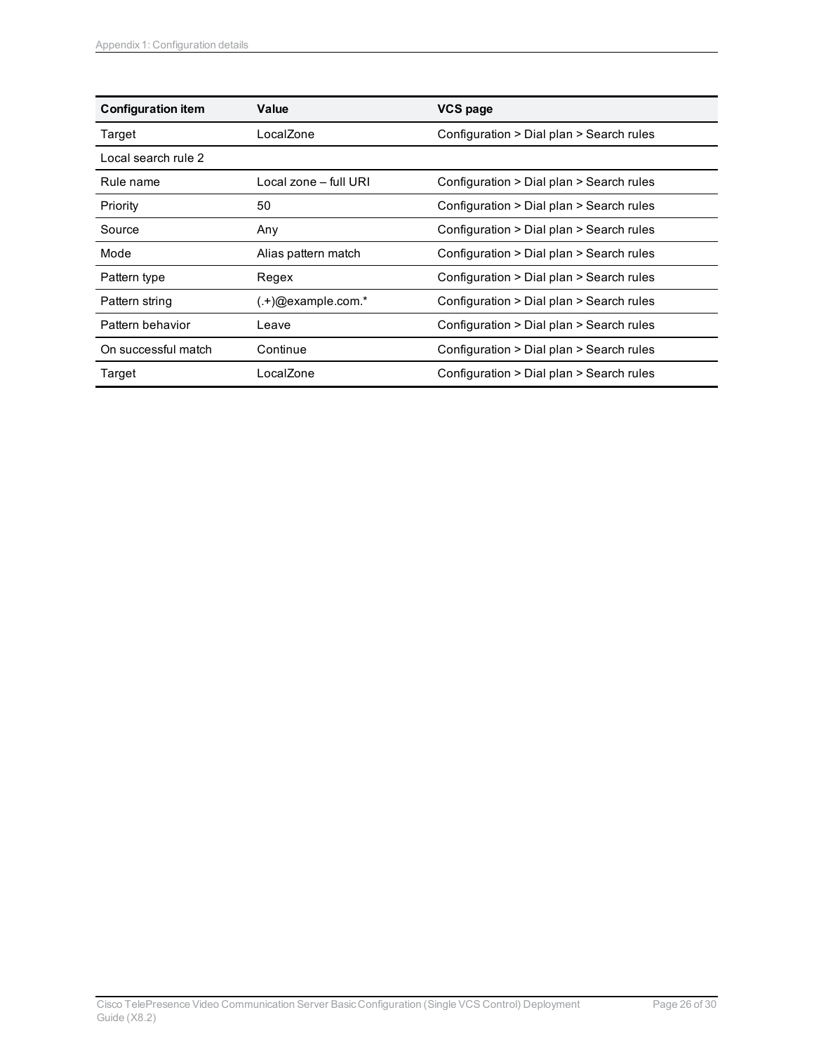| Configuration item | Value | VCS page |
|---|---|---|
| Target | LocalZone | Configuration > Dial plan > Search rules |
| Local search rule 2 | | |
| Rule name | Local zone – full URI | Configuration > Dial plan > Search rules |
| Priority | 50 | Configuration > Dial plan > Search rules |
| Source | Any | Configuration > Dial plan > Search rules |
| Mode | Alias pattern match | Configuration > Dial plan > Search rules |
| Pattern type | Regex | Configuration > Dial plan > Search rules |
| Pattern string | (.+)@example.com.* | Configuration > Dial plan > Search rules |
| Pattern behavior | Leave | Configuration > Dial plan > Search rules |
| On successful match | Continue | Configuration > Dial plan > Search rules |
| Target | LocalZone | Configuration > Dial plan > Search rules |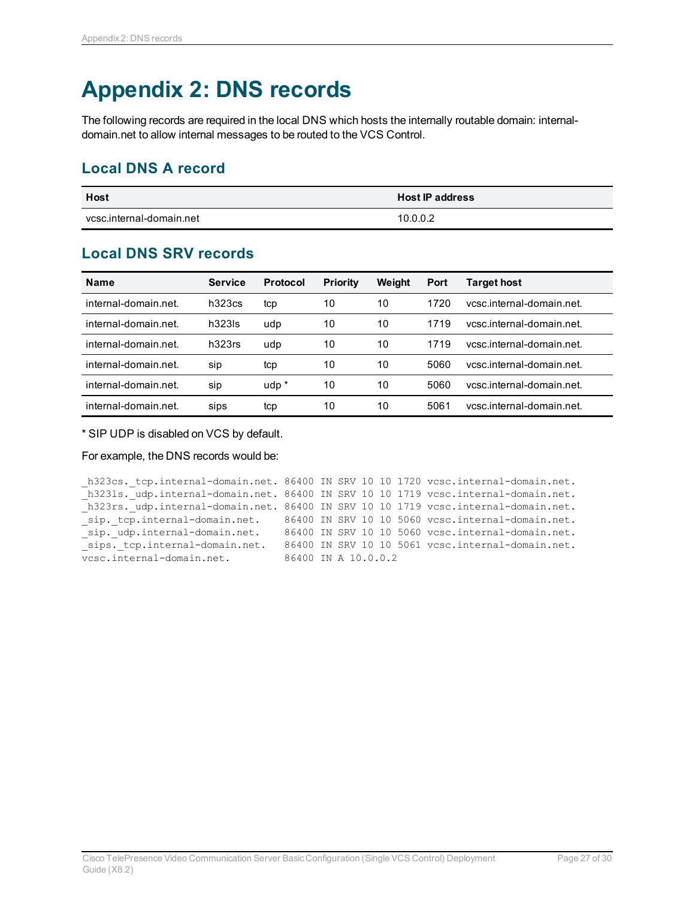# Appendix 2: DNS records

The following records are required in the local DNS which hosts the internally routable domain: internal-domain.net to allow internal messages to be routed to the VCS Control.

## Local DNS A record

| Host | Host IP address |
|---|---|
| vcsc.internal-domain.net | 10.0.0.2 |

## Local DNS SRV records

| Name | Service | Protocol | Priority | Weight | Port | Target host |
|---|---|---|---|---|---|---|
| internal-domain.net. | h323cs | tcp | 10 | 10 | 1720 | vcsc.internal-domain.net. |
| internal-domain.net. | h323ls | udp | 10 | 10 | 1719 | vcsc.internal-domain.net. |
| internal-domain.net. | h323rs | udp | 10 | 10 | 1719 | vcsc.internal-domain.net. |
| internal-domain.net. | sip | tcp | 10 | 10 | 5060 | vcsc.internal-domain.net. |
| internal-domain.net. | sip | udp * | 10 | 10 | 5060 | vcsc.internal-domain.net. |
| internal-domain.net. | sips | tcp | 10 | 10 | 5061 | vcsc.internal-domain.net. |

* SIP UDP is disabled on VCS by default.

For example, the DNS records would be:

```
_h323cs._tcp.internal-domain.net. 86400 IN SRV 10 10 1720 vcsc.internal-domain.net.
_h323ls._udp.internal-domain.net. 86400 IN SRV 10 10 1719 vcsc.internal-domain.net.
_h323rs._udp.internal-domain.net. 86400 IN SRV 10 10 1719 vcsc.internal-domain.net.
_sip._tcp.internal-domain.net.    86400 IN SRV 10 10 5060 vcsc.internal-domain.net.
_sip._udp.internal-domain.net.    86400 IN SRV 10 10 5060 vcsc.internal-domain.net.
_sips._tcp.internal-domain.net.   86400 IN SRV 10 10 5061 vcsc.internal-domain.net.
vcsc.internal-domain.net.         86400 IN A 10.0.0.2
```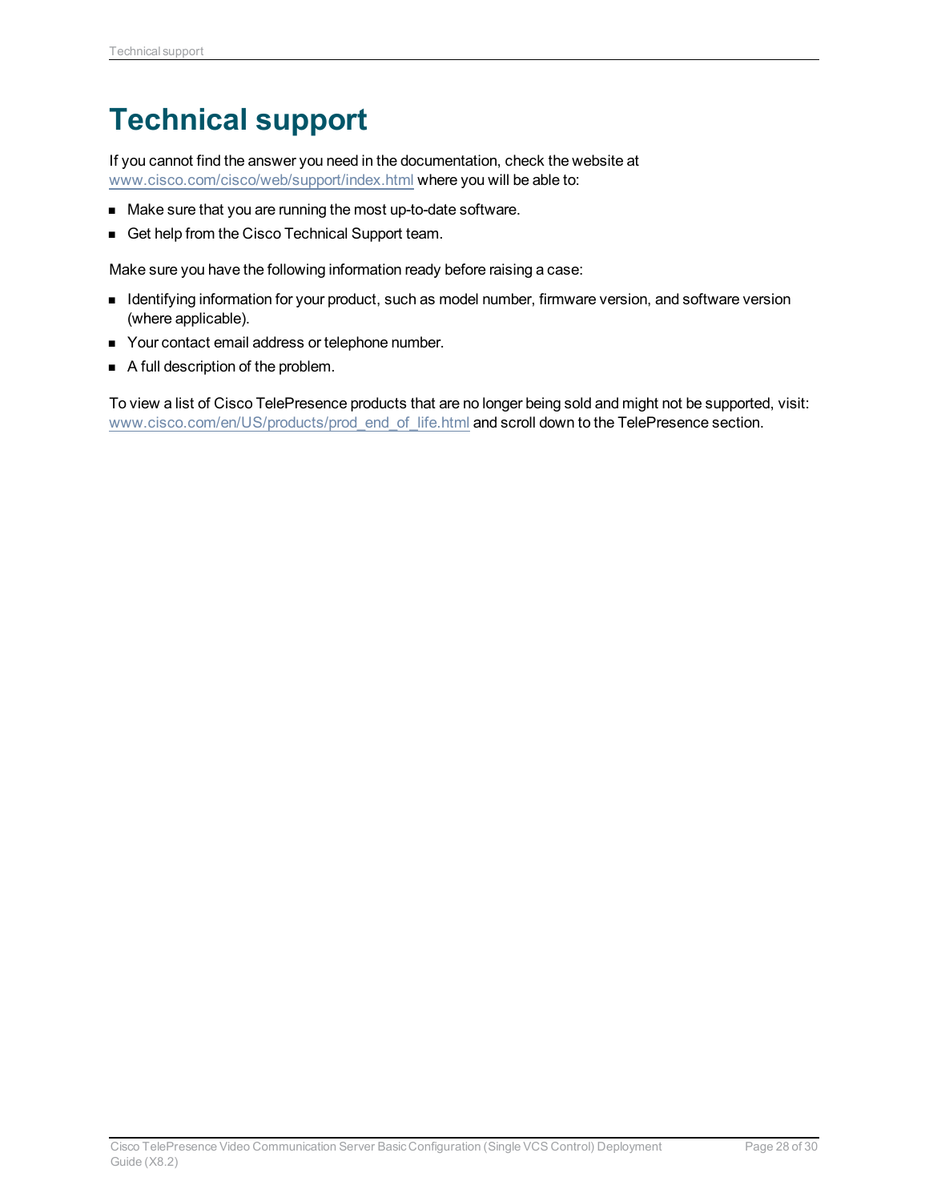# Technical support

If you cannot find the answer you need in the documentation, check the website at www.cisco.com/cisco/web/support/index.html where you will be able to:

- Make sure that you are running the most up-to-date software.
- Get help from the Cisco Technical Support team.

Make sure you have the following information ready before raising a case:

- Identifying information for your product, such as model number, firmware version, and software version (where applicable).
- Your contact email address or telephone number.
- A full description of the problem.

To view a list of Cisco TelePresence products that are no longer being sold and might not be supported, visit: www.cisco.com/en/US/products/prod_end_of_life.html and scroll down to the TelePresence section.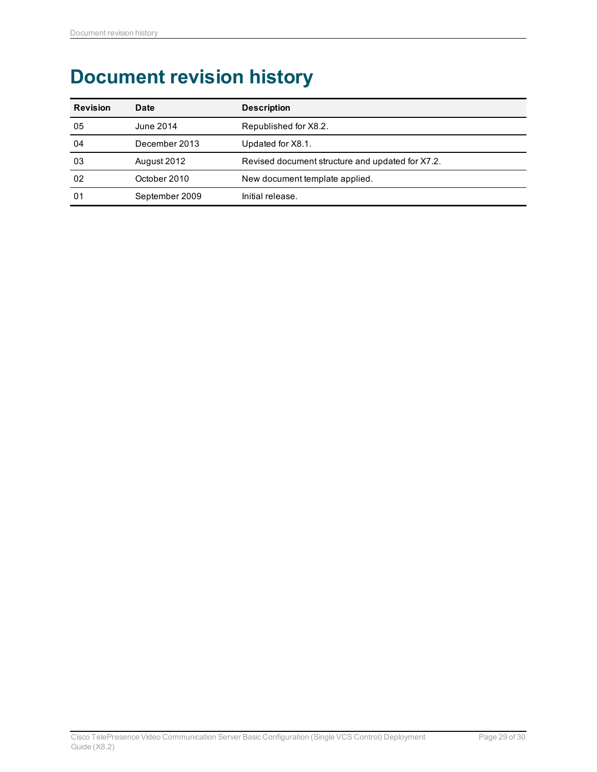# Document revision history

| Revision | Date | Description |
| --- | --- | --- |
| 05 | June 2014 | Republished for X8.2. |
| 04 | December 2013 | Updated for X8.1. |
| 03 | August 2012 | Revised document structure and updated for X7.2. |
| 02 | October 2010 | New document template applied. |
| 01 | September 2009 | Initial release. |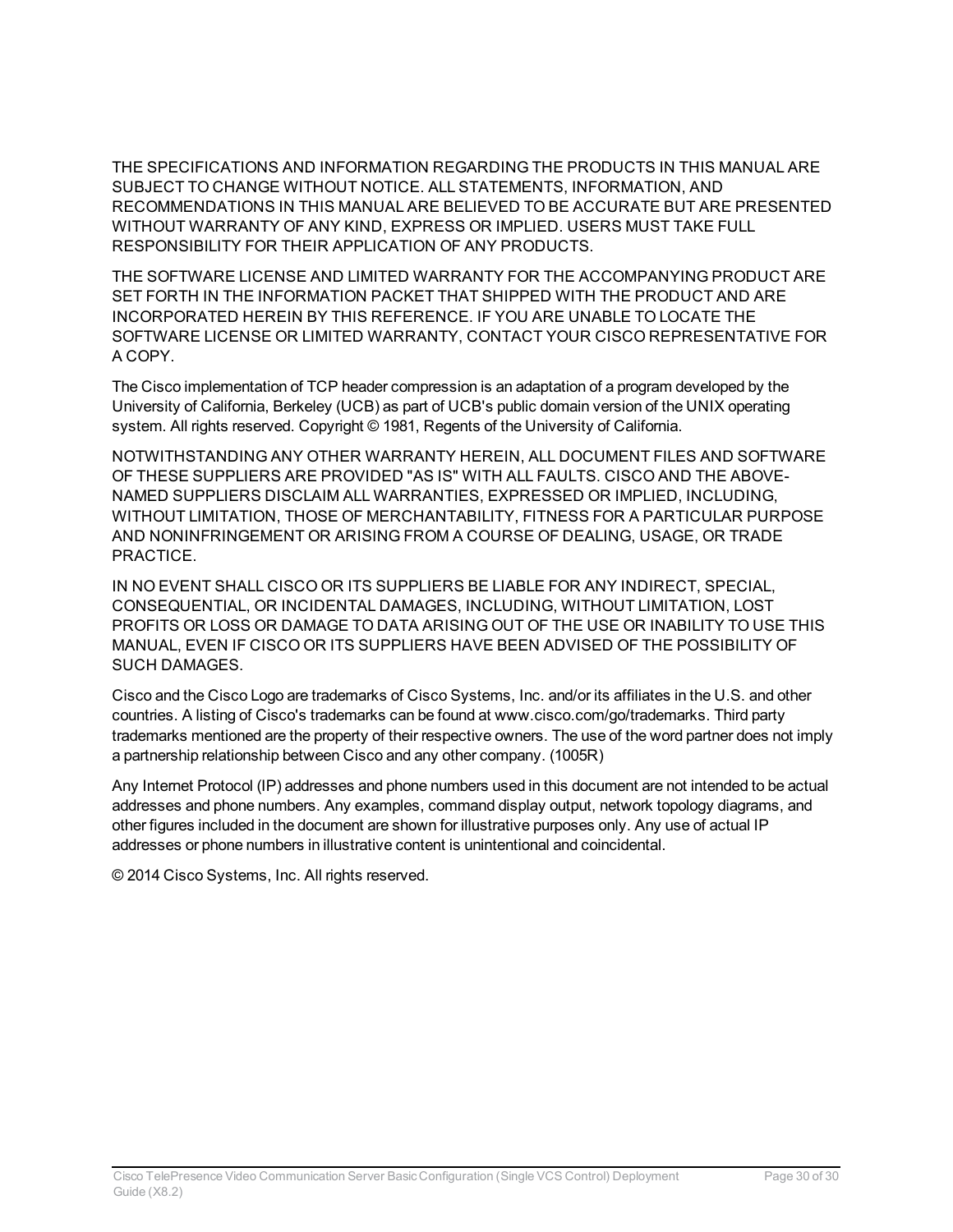THE SPECIFICATIONS AND INFORMATION REGARDING THE PRODUCTS IN THIS MANUAL ARE SUBJECT TO CHANGE WITHOUT NOTICE. ALL STATEMENTS, INFORMATION, AND RECOMMENDATIONS IN THIS MANUAL ARE BELIEVED TO BE ACCURATE BUT ARE PRESENTED WITHOUT WARRANTY OF ANY KIND, EXPRESS OR IMPLIED. USERS MUST TAKE FULL RESPONSIBILITY FOR THEIR APPLICATION OF ANY PRODUCTS.

THE SOFTWARE LICENSE AND LIMITED WARRANTY FOR THE ACCOMPANYING PRODUCT ARE SET FORTH IN THE INFORMATION PACKET THAT SHIPPED WITH THE PRODUCT AND ARE INCORPORATED HEREIN BY THIS REFERENCE. IF YOU ARE UNABLE TO LOCATE THE SOFTWARE LICENSE OR LIMITED WARRANTY, CONTACT YOUR CISCO REPRESENTATIVE FOR A COPY.

The Cisco implementation of TCP header compression is an adaptation of a program developed by the University of California, Berkeley (UCB) as part of UCB's public domain version of the UNIX operating system. All rights reserved. Copyright © 1981, Regents of the University of California.

NOTWITHSTANDING ANY OTHER WARRANTY HEREIN, ALL DOCUMENT FILES AND SOFTWARE OF THESE SUPPLIERS ARE PROVIDED "AS IS" WITH ALL FAULTS. CISCO AND THE ABOVE-NAMED SUPPLIERS DISCLAIM ALL WARRANTIES, EXPRESSED OR IMPLIED, INCLUDING, WITHOUT LIMITATION, THOSE OF MERCHANTABILITY, FITNESS FOR A PARTICULAR PURPOSE AND NONINFRINGEMENT OR ARISING FROM A COURSE OF DEALING, USAGE, OR TRADE PRACTICE.

IN NO EVENT SHALL CISCO OR ITS SUPPLIERS BE LIABLE FOR ANY INDIRECT, SPECIAL, CONSEQUENTIAL, OR INCIDENTAL DAMAGES, INCLUDING, WITHOUT LIMITATION, LOST PROFITS OR LOSS OR DAMAGE TO DATA ARISING OUT OF THE USE OR INABILITY TO USE THIS MANUAL, EVEN IF CISCO OR ITS SUPPLIERS HAVE BEEN ADVISED OF THE POSSIBILITY OF SUCH DAMAGES.

Cisco and the Cisco Logo are trademarks of Cisco Systems, Inc. and/or its affiliates in the U.S. and other countries. A listing of Cisco's trademarks can be found at www.cisco.com/go/trademarks. Third party trademarks mentioned are the property of their respective owners. The use of the word partner does not imply a partnership relationship between Cisco and any other company. (1005R)

Any Internet Protocol (IP) addresses and phone numbers used in this document are not intended to be actual addresses and phone numbers. Any examples, command display output, network topology diagrams, and other figures included in the document are shown for illustrative purposes only. Any use of actual IP addresses or phone numbers in illustrative content is unintentional and coincidental.

© 2014 Cisco Systems, Inc. All rights reserved.